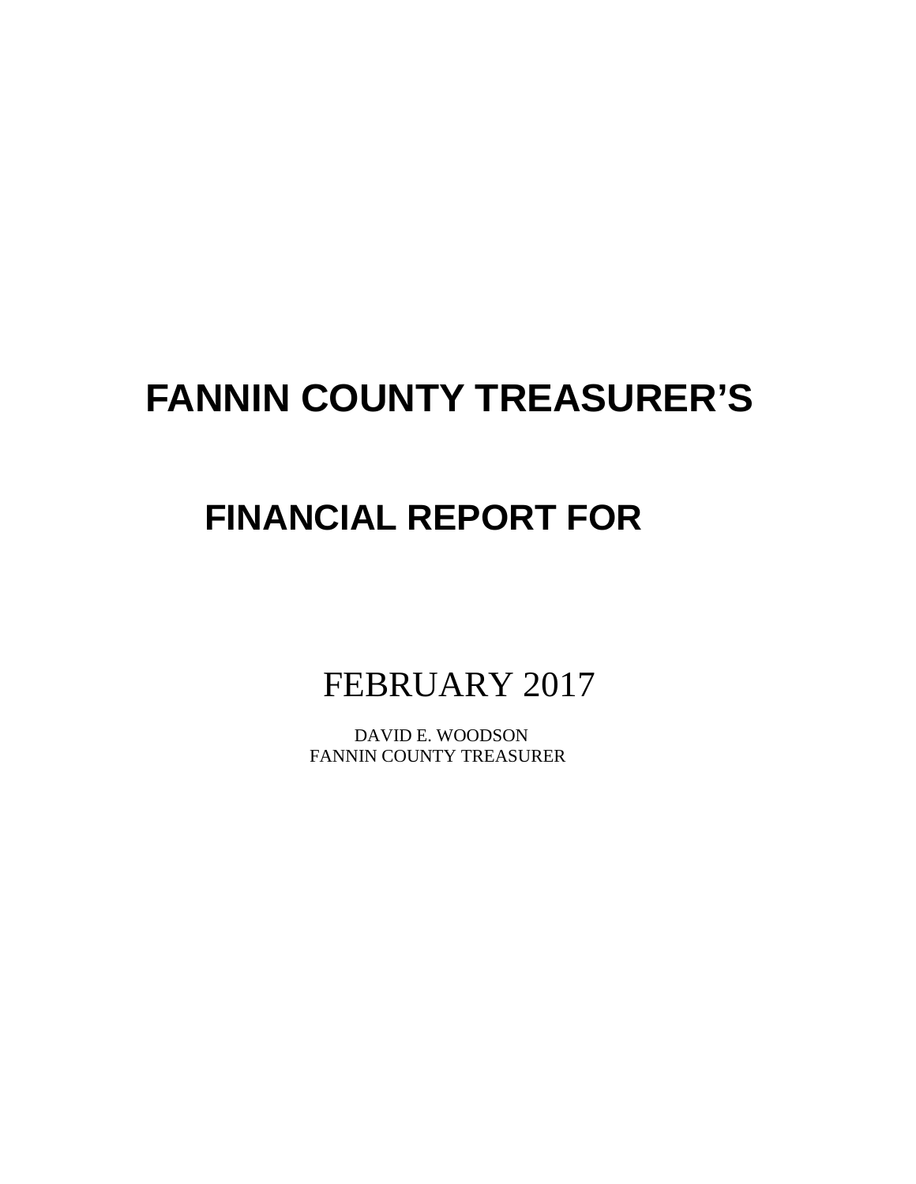# FANNIN COUNTY TREASURER'S

# FINANCIAL REPORT FOR

FEBRUARY 2017

DAVID E. WOODSON
FANNIN COUNTY TREASURER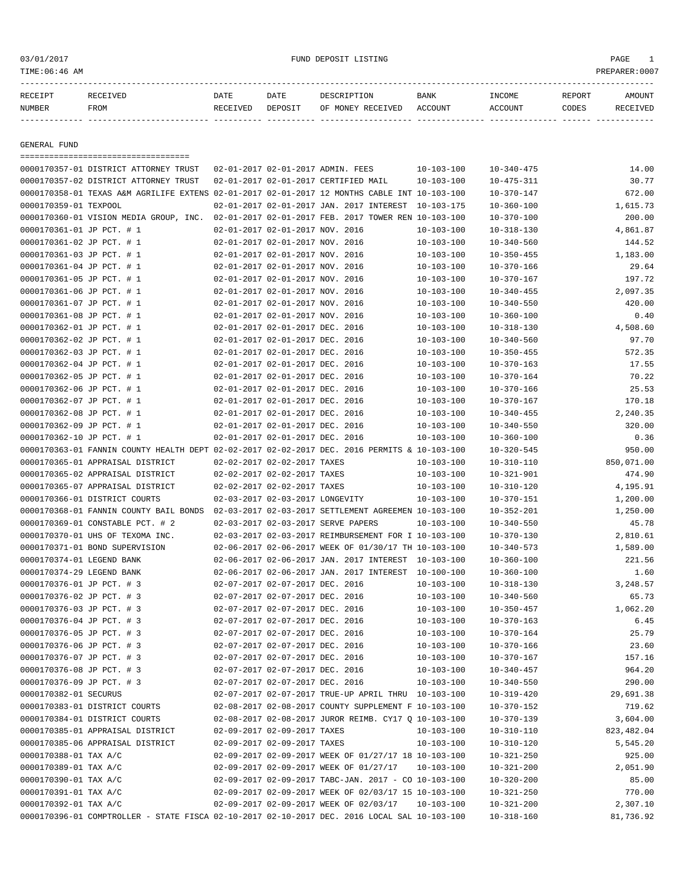03/01/2017 FUND DEPOSIT LISTING

TIME:06:46 AM PREPARER:0007

| RECEIPT NUMBER | RECEIVED FROM | DATE RECEIVED | DATE DEPOSIT | DESCRIPTION OF MONEY RECEIVED | BANK ACCOUNT | INCOME ACCOUNT | REPORT CODES | AMOUNT RECEIVED |
|---|---|---|---|---|---|---|---|---|
| **GENERAL FUND** | | | | | | | | |
| 0000170357-01 | DISTRICT ATTORNEY TRUST | 02-01-2017 | 02-01-2017 | ADMIN. FEES | 10-103-100 | 10-340-475 | | 14.00 |
| 0000170357-02 | DISTRICT ATTORNEY TRUST | 02-01-2017 | 02-01-2017 | CERTIFIED MAIL | 10-103-100 | 10-475-311 | | 30.77 |
| 0000170358-01 | TEXAS A&M AGRILIFE EXTENS | 02-01-2017 | 02-01-2017 | 12 MONTHS CABLE INT | 10-103-100 | 10-370-147 | | 672.00 |
| 0000170359-01 | TEXPOOL | 02-01-2017 | 02-01-2017 | JAN. 2017 INTEREST | 10-103-175 | 10-360-100 | | 1,615.73 |
| 0000170360-01 | VISION MEDIA GROUP, INC. | 02-01-2017 | 02-01-2017 | FEB. 2017 TOWER REN | 10-103-100 | 10-370-100 | | 200.00 |
| 0000170361-01 | JP PCT. # 1 | 02-01-2017 | 02-01-2017 | NOV. 2016 | 10-103-100 | 10-318-130 | | 4,861.87 |
| 0000170361-02 | JP PCT. # 1 | 02-01-2017 | 02-01-2017 | NOV. 2016 | 10-103-100 | 10-340-560 | | 144.52 |
| 0000170361-03 | JP PCT. # 1 | 02-01-2017 | 02-01-2017 | NOV. 2016 | 10-103-100 | 10-350-455 | | 1,183.00 |
| 0000170361-04 | JP PCT. # 1 | 02-01-2017 | 02-01-2017 | NOV. 2016 | 10-103-100 | 10-370-166 | | 29.64 |
| 0000170361-05 | JP PCT. # 1 | 02-01-2017 | 02-01-2017 | NOV. 2016 | 10-103-100 | 10-370-167 | | 197.72 |
| 0000170361-06 | JP PCT. # 1 | 02-01-2017 | 02-01-2017 | NOV. 2016 | 10-103-100 | 10-340-455 | | 2,097.35 |
| 0000170361-07 | JP PCT. # 1 | 02-01-2017 | 02-01-2017 | NOV. 2016 | 10-103-100 | 10-340-550 | | 420.00 |
| 0000170361-08 | JP PCT. # 1 | 02-01-2017 | 02-01-2017 | NOV. 2016 | 10-103-100 | 10-360-100 | | 0.40 |
| 0000170362-01 | JP PCT. # 1 | 02-01-2017 | 02-01-2017 | DEC. 2016 | 10-103-100 | 10-318-130 | | 4,508.60 |
| 0000170362-02 | JP PCT. # 1 | 02-01-2017 | 02-01-2017 | DEC. 2016 | 10-103-100 | 10-340-560 | | 97.70 |
| 0000170362-03 | JP PCT. # 1 | 02-01-2017 | 02-01-2017 | DEC. 2016 | 10-103-100 | 10-350-455 | | 572.35 |
| 0000170362-04 | JP PCT. # 1 | 02-01-2017 | 02-01-2017 | DEC. 2016 | 10-103-100 | 10-370-163 | | 17.55 |
| 0000170362-05 | JP PCT. # 1 | 02-01-2017 | 02-01-2017 | DEC. 2016 | 10-103-100 | 10-370-164 | | 70.22 |
| 0000170362-06 | JP PCT. # 1 | 02-01-2017 | 02-01-2017 | DEC. 2016 | 10-103-100 | 10-370-166 | | 25.53 |
| 0000170362-07 | JP PCT. # 1 | 02-01-2017 | 02-01-2017 | DEC. 2016 | 10-103-100 | 10-370-167 | | 170.18 |
| 0000170362-08 | JP PCT. # 1 | 02-01-2017 | 02-01-2017 | DEC. 2016 | 10-103-100 | 10-340-455 | | 2,240.35 |
| 0000170362-09 | JP PCT. # 1 | 02-01-2017 | 02-01-2017 | DEC. 2016 | 10-103-100 | 10-340-550 | | 320.00 |
| 0000170362-10 | JP PCT. # 1 | 02-01-2017 | 02-01-2017 | DEC. 2016 | 10-103-100 | 10-360-100 | | 0.36 |
| 0000170363-01 | FANNIN COUNTY HEALTH DEPT | 02-02-2017 | 02-02-2017 | DEC. 2016 PERMITS & | 10-103-100 | 10-320-545 | | 950.00 |
| 0000170365-01 | APPRAISAL DISTRICT | 02-02-2017 | 02-02-2017 | TAXES | 10-103-100 | 10-310-110 | | 850,071.00 |
| 0000170365-02 | APPRAISAL DISTRICT | 02-02-2017 | 02-02-2017 | TAXES | 10-103-100 | 10-321-901 | | 474.90 |
| 0000170365-07 | APPRAISAL DISTRICT | 02-02-2017 | 02-02-2017 | TAXES | 10-103-100 | 10-310-120 | | 4,195.91 |
| 0000170366-01 | DISTRICT COURTS | 02-03-2017 | 02-03-2017 | LONGEVITY | 10-103-100 | 10-370-151 | | 1,200.00 |
| 0000170368-01 | FANNIN COUNTY BAIL BONDS | 02-03-2017 | 02-03-2017 | SETTLEMENT AGREEMEN | 10-103-100 | 10-352-201 | | 1,250.00 |
| 0000170369-01 | CONSTABLE PCT. # 2 | 02-03-2017 | 02-03-2017 | SERVE PAPERS | 10-103-100 | 10-340-550 | | 45.78 |
| 0000170370-01 | UHS OF TEXOMA INC. | 02-03-2017 | 02-03-2017 | REIMBURSEMENT FOR I | 10-103-100 | 10-370-130 | | 2,810.61 |
| 0000170371-01 | BOND SUPERVISION | 02-06-2017 | 02-06-2017 | WEEK OF 01/30/17 TH | 10-103-100 | 10-340-573 | | 1,589.00 |
| 0000170374-01 | LEGEND BANK | 02-06-2017 | 02-06-2017 | JAN. 2017 INTEREST | 10-103-100 | 10-360-100 | | 221.56 |
| 0000170374-29 | LEGEND BANK | 02-06-2017 | 02-06-2017 | JAN. 2017 INTEREST | 10-100-100 | 10-360-100 | | 1.60 |
| 0000170376-01 | JP PCT. # 3 | 02-07-2017 | 02-07-2017 | DEC. 2016 | 10-103-100 | 10-318-130 | | 3,248.57 |
| 0000170376-02 | JP PCT. # 3 | 02-07-2017 | 02-07-2017 | DEC. 2016 | 10-103-100 | 10-340-560 | | 65.73 |
| 0000170376-03 | JP PCT. # 3 | 02-07-2017 | 02-07-2017 | DEC. 2016 | 10-103-100 | 10-350-457 | | 1,062.20 |
| 0000170376-04 | JP PCT. # 3 | 02-07-2017 | 02-07-2017 | DEC. 2016 | 10-103-100 | 10-370-163 | | 6.45 |
| 0000170376-05 | JP PCT. # 3 | 02-07-2017 | 02-07-2017 | DEC. 2016 | 10-103-100 | 10-370-164 | | 25.79 |
| 0000170376-06 | JP PCT. # 3 | 02-07-2017 | 02-07-2017 | DEC. 2016 | 10-103-100 | 10-370-166 | | 23.60 |
| 0000170376-07 | JP PCT. # 3 | 02-07-2017 | 02-07-2017 | DEC. 2016 | 10-103-100 | 10-370-167 | | 157.16 |
| 0000170376-08 | JP PCT. # 3 | 02-07-2017 | 02-07-2017 | DEC. 2016 | 10-103-100 | 10-340-457 | | 964.20 |
| 0000170376-09 | JP PCT. # 3 | 02-07-2017 | 02-07-2017 | DEC. 2016 | 10-103-100 | 10-340-550 | | 290.00 |
| 0000170382-01 | SECURUS | 02-07-2017 | 02-07-2017 | TRUE-UP APRIL THRU | 10-103-100 | 10-319-420 | | 29,691.38 |
| 0000170383-01 | DISTRICT COURTS | 02-08-2017 | 02-08-2017 | COUNTY SUPPLEMENT F | 10-103-100 | 10-370-152 | | 719.62 |
| 0000170384-01 | DISTRICT COURTS | 02-08-2017 | 02-08-2017 | JUROR REIMB. CY17 Q | 10-103-100 | 10-370-139 | | 3,604.00 |
| 0000170385-01 | APPRAISAL DISTRICT | 02-09-2017 | 02-09-2017 | TAXES | 10-103-100 | 10-310-110 | | 823,482.04 |
| 0000170385-06 | APPRAISAL DISTRICT | 02-09-2017 | 02-09-2017 | TAXES | 10-103-100 | 10-310-120 | | 5,545.20 |
| 0000170388-01 | TAX A/C | 02-09-2017 | 02-09-2017 | WEEK OF 01/27/17 18 | 10-103-100 | 10-321-250 | | 925.00 |
| 0000170389-01 | TAX A/C | 02-09-2017 | 02-09-2017 | WEEK OF 01/27/17 | 10-103-100 | 10-321-200 | | 2,051.90 |
| 0000170390-01 | TAX A/C | 02-09-2017 | 02-09-2017 | TABC-JAN. 2017 - CO | 10-103-100 | 10-320-200 | | 85.00 |
| 0000170391-01 | TAX A/C | 02-09-2017 | 02-09-2017 | WEEK OF 02/03/17 15 | 10-103-100 | 10-321-250 | | 770.00 |
| 0000170392-01 | TAX A/C | 02-09-2017 | 02-09-2017 | WEEK OF 02/03/17 | 10-103-100 | 10-321-200 | | 2,307.10 |
| 0000170396-01 | COMPTROLLER - STATE FISCA | 02-10-2017 | 02-10-2017 | DEC. 2016 LOCAL SAL | 10-103-100 | 10-318-160 | | 81,736.92 |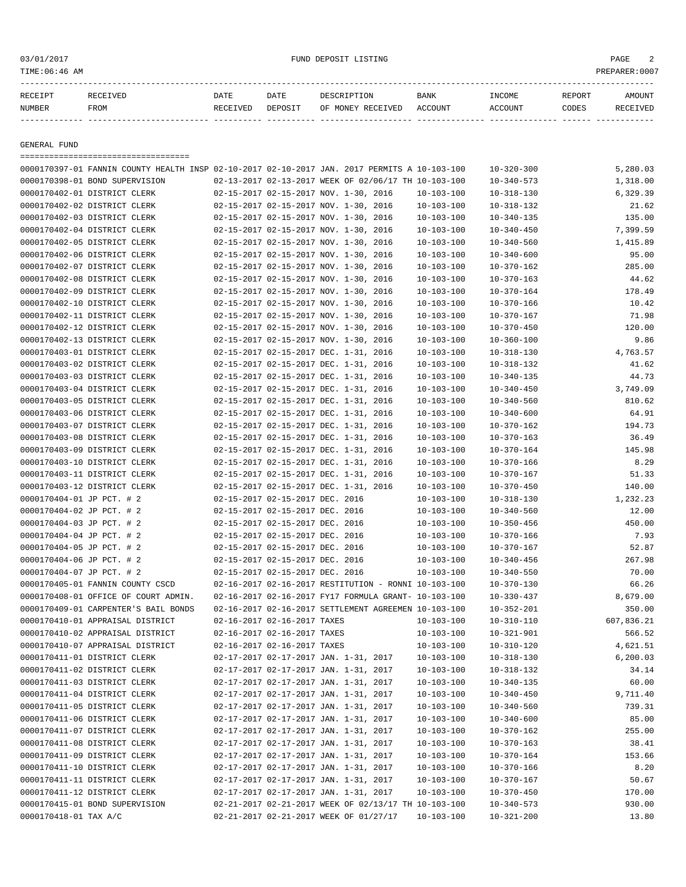03/01/2017 FUND DEPOSIT LISTING
TIME:06:46 AM PREPARER:0007

| RECEIPT NUMBER | RECEIVED FROM | DATE RECEIVED | DATE DEPOSIT | DESCRIPTION OF MONEY RECEIVED | BANK ACCOUNT | INCOME ACCOUNT | REPORT CODES | AMOUNT RECEIVED |
|---|---|---|---|---|---|---|---|---|

GENERAL FUND

| RECEIPT NUMBER | RECEIVED FROM | DATE RECEIVED | DATE DEPOSIT | DESCRIPTION OF MONEY RECEIVED | BANK ACCOUNT | INCOME ACCOUNT | REPORT CODES | AMOUNT RECEIVED |
|---|---|---|---|---|---|---|---|---|
| 0000170397-01 | FANNIN COUNTY HEALTH INSP | 02-10-2017 | 02-10-2017 | JAN. 2017 PERMITS A | 10-103-100 | 10-320-300 | | 5,280.03 |
| 0000170398-01 | BOND SUPERVISION | 02-13-2017 | 02-13-2017 | WEEK OF 02/06/17 TH | 10-103-100 | 10-340-573 | | 1,318.00 |
| 0000170402-01 | DISTRICT CLERK | 02-15-2017 | 02-15-2017 | NOV. 1-30, 2016 | 10-103-100 | 10-318-130 | | 6,329.39 |
| 0000170402-02 | DISTRICT CLERK | 02-15-2017 | 02-15-2017 | NOV. 1-30, 2016 | 10-103-100 | 10-318-132 | | 21.62 |
| 0000170402-03 | DISTRICT CLERK | 02-15-2017 | 02-15-2017 | NOV. 1-30, 2016 | 10-103-100 | 10-340-135 | | 135.00 |
| 0000170402-04 | DISTRICT CLERK | 02-15-2017 | 02-15-2017 | NOV. 1-30, 2016 | 10-103-100 | 10-340-450 | | 7,399.59 |
| 0000170402-05 | DISTRICT CLERK | 02-15-2017 | 02-15-2017 | NOV. 1-30, 2016 | 10-103-100 | 10-340-560 | | 1,415.89 |
| 0000170402-06 | DISTRICT CLERK | 02-15-2017 | 02-15-2017 | NOV. 1-30, 2016 | 10-103-100 | 10-340-600 | | 95.00 |
| 0000170402-07 | DISTRICT CLERK | 02-15-2017 | 02-15-2017 | NOV. 1-30, 2016 | 10-103-100 | 10-370-162 | | 285.00 |
| 0000170402-08 | DISTRICT CLERK | 02-15-2017 | 02-15-2017 | NOV. 1-30, 2016 | 10-103-100 | 10-370-163 | | 44.62 |
| 0000170402-09 | DISTRICT CLERK | 02-15-2017 | 02-15-2017 | NOV. 1-30, 2016 | 10-103-100 | 10-370-164 | | 178.49 |
| 0000170402-10 | DISTRICT CLERK | 02-15-2017 | 02-15-2017 | NOV. 1-30, 2016 | 10-103-100 | 10-370-166 | | 10.42 |
| 0000170402-11 | DISTRICT CLERK | 02-15-2017 | 02-15-2017 | NOV. 1-30, 2016 | 10-103-100 | 10-370-167 | | 71.98 |
| 0000170402-12 | DISTRICT CLERK | 02-15-2017 | 02-15-2017 | NOV. 1-30, 2016 | 10-103-100 | 10-370-450 | | 120.00 |
| 0000170402-13 | DISTRICT CLERK | 02-15-2017 | 02-15-2017 | NOV. 1-30, 2016 | 10-103-100 | 10-360-100 | | 9.86 |
| 0000170403-01 | DISTRICT CLERK | 02-15-2017 | 02-15-2017 | DEC. 1-31, 2016 | 10-103-100 | 10-318-130 | | 4,763.57 |
| 0000170403-02 | DISTRICT CLERK | 02-15-2017 | 02-15-2017 | DEC. 1-31, 2016 | 10-103-100 | 10-318-132 | | 41.62 |
| 0000170403-03 | DISTRICT CLERK | 02-15-2017 | 02-15-2017 | DEC. 1-31, 2016 | 10-103-100 | 10-340-135 | | 44.73 |
| 0000170403-04 | DISTRICT CLERK | 02-15-2017 | 02-15-2017 | DEC. 1-31, 2016 | 10-103-100 | 10-340-450 | | 3,749.09 |
| 0000170403-05 | DISTRICT CLERK | 02-15-2017 | 02-15-2017 | DEC. 1-31, 2016 | 10-103-100 | 10-340-560 | | 810.62 |
| 0000170403-06 | DISTRICT CLERK | 02-15-2017 | 02-15-2017 | DEC. 1-31, 2016 | 10-103-100 | 10-340-600 | | 64.91 |
| 0000170403-07 | DISTRICT CLERK | 02-15-2017 | 02-15-2017 | DEC. 1-31, 2016 | 10-103-100 | 10-370-162 | | 194.73 |
| 0000170403-08 | DISTRICT CLERK | 02-15-2017 | 02-15-2017 | DEC. 1-31, 2016 | 10-103-100 | 10-370-163 | | 36.49 |
| 0000170403-09 | DISTRICT CLERK | 02-15-2017 | 02-15-2017 | DEC. 1-31, 2016 | 10-103-100 | 10-370-164 | | 145.98 |
| 0000170403-10 | DISTRICT CLERK | 02-15-2017 | 02-15-2017 | DEC. 1-31, 2016 | 10-103-100 | 10-370-166 | | 8.29 |
| 0000170403-11 | DISTRICT CLERK | 02-15-2017 | 02-15-2017 | DEC. 1-31, 2016 | 10-103-100 | 10-370-167 | | 51.33 |
| 0000170403-12 | DISTRICT CLERK | 02-15-2017 | 02-15-2017 | DEC. 1-31, 2016 | 10-103-100 | 10-370-450 | | 140.00 |
| 0000170404-01 | JP PCT. # 2 | 02-15-2017 | 02-15-2017 | DEC. 2016 | 10-103-100 | 10-318-130 | | 1,232.23 |
| 0000170404-02 | JP PCT. # 2 | 02-15-2017 | 02-15-2017 | DEC. 2016 | 10-103-100 | 10-340-560 | | 12.00 |
| 0000170404-03 | JP PCT. # 2 | 02-15-2017 | 02-15-2017 | DEC. 2016 | 10-103-100 | 10-350-456 | | 450.00 |
| 0000170404-04 | JP PCT. # 2 | 02-15-2017 | 02-15-2017 | DEC. 2016 | 10-103-100 | 10-370-166 | | 7.93 |
| 0000170404-05 | JP PCT. # 2 | 02-15-2017 | 02-15-2017 | DEC. 2016 | 10-103-100 | 10-370-167 | | 52.87 |
| 0000170404-06 | JP PCT. # 2 | 02-15-2017 | 02-15-2017 | DEC. 2016 | 10-103-100 | 10-340-456 | | 267.98 |
| 0000170404-07 | JP PCT. # 2 | 02-15-2017 | 02-15-2017 | DEC. 2016 | 10-103-100 | 10-340-550 | | 70.00 |
| 0000170405-01 | FANNIN COUNTY CSCD | 02-16-2017 | 02-16-2017 | RESTITUTION - RONNI | 10-103-100 | 10-370-130 | | 66.26 |
| 0000170408-01 | OFFICE OF COURT ADMIN. | 02-16-2017 | 02-16-2017 | FY17 FORMULA GRANT- | 10-103-100 | 10-330-437 | | 8,679.00 |
| 0000170409-01 | CARPENTER'S BAIL BONDS | 02-16-2017 | 02-16-2017 | SETTLEMENT AGREEMEN | 10-103-100 | 10-352-201 | | 350.00 |
| 0000170410-01 | APPRAISAL DISTRICT | 02-16-2017 | 02-16-2017 | TAXES | 10-103-100 | 10-310-110 | | 607,836.21 |
| 0000170410-02 | APPRAISAL DISTRICT | 02-16-2017 | 02-16-2017 | TAXES | 10-103-100 | 10-321-901 | | 566.52 |
| 0000170410-07 | APPRAISAL DISTRICT | 02-16-2017 | 02-16-2017 | TAXES | 10-103-100 | 10-310-120 | | 4,621.51 |
| 0000170411-01 | DISTRICT CLERK | 02-17-2017 | 02-17-2017 | JAN. 1-31, 2017 | 10-103-100 | 10-318-130 | | 6,200.03 |
| 0000170411-02 | DISTRICT CLERK | 02-17-2017 | 02-17-2017 | JAN. 1-31, 2017 | 10-103-100 | 10-318-132 | | 34.14 |
| 0000170411-03 | DISTRICT CLERK | 02-17-2017 | 02-17-2017 | JAN. 1-31, 2017 | 10-103-100 | 10-340-135 | | 60.00 |
| 0000170411-04 | DISTRICT CLERK | 02-17-2017 | 02-17-2017 | JAN. 1-31, 2017 | 10-103-100 | 10-340-450 | | 9,711.40 |
| 0000170411-05 | DISTRICT CLERK | 02-17-2017 | 02-17-2017 | JAN. 1-31, 2017 | 10-103-100 | 10-340-560 | | 739.31 |
| 0000170411-06 | DISTRICT CLERK | 02-17-2017 | 02-17-2017 | JAN. 1-31, 2017 | 10-103-100 | 10-340-600 | | 85.00 |
| 0000170411-07 | DISTRICT CLERK | 02-17-2017 | 02-17-2017 | JAN. 1-31, 2017 | 10-103-100 | 10-370-162 | | 255.00 |
| 0000170411-08 | DISTRICT CLERK | 02-17-2017 | 02-17-2017 | JAN. 1-31, 2017 | 10-103-100 | 10-370-163 | | 38.41 |
| 0000170411-09 | DISTRICT CLERK | 02-17-2017 | 02-17-2017 | JAN. 1-31, 2017 | 10-103-100 | 10-370-164 | | 153.66 |
| 0000170411-10 | DISTRICT CLERK | 02-17-2017 | 02-17-2017 | JAN. 1-31, 2017 | 10-103-100 | 10-370-166 | | 8.20 |
| 0000170411-11 | DISTRICT CLERK | 02-17-2017 | 02-17-2017 | JAN. 1-31, 2017 | 10-103-100 | 10-370-167 | | 50.67 |
| 0000170411-12 | DISTRICT CLERK | 02-17-2017 | 02-17-2017 | JAN. 1-31, 2017 | 10-103-100 | 10-370-450 | | 170.00 |
| 0000170415-01 | BOND SUPERVISION | 02-21-2017 | 02-21-2017 | WEEK OF 02/13/17 TH | 10-103-100 | 10-340-573 | | 930.00 |
| 0000170418-01 | TAX A/C | 02-21-2017 | 02-21-2017 | WEEK OF 01/27/17 | 10-103-100 | 10-321-200 | | 13.80 |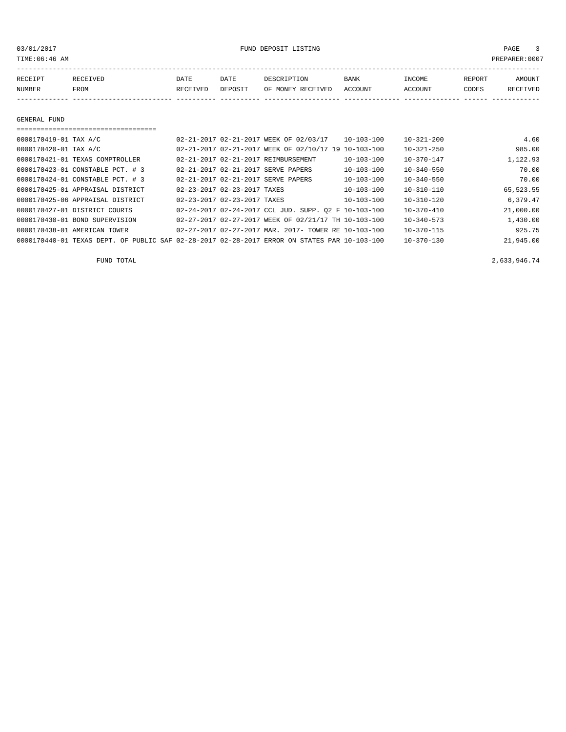| RECEIPT NUMBER | RECEIVED FROM | DATE RECEIVED | DATE DEPOSIT | DESCRIPTION OF MONEY RECEIVED | BANK ACCOUNT | INCOME ACCOUNT | REPORT CODES | AMOUNT RECEIVED |
|---|---|---|---|---|---|---|---|---|

GENERAL FUND

| RECEIPT NUMBER | RECEIVED FROM | DATE RECEIVED | DATE DEPOSIT | DESCRIPTION OF MONEY RECEIVED | BANK ACCOUNT | INCOME ACCOUNT | REPORT CODES | AMOUNT RECEIVED |
|---|---|---|---|---|---|---|---|---|
| 0000170419-01 | TAX A/C | 02-21-2017 | 02-21-2017 | WEEK OF 02/03/17 | 10-103-100 | 10-321-200 | | 4.60 |
| 0000170420-01 | TAX A/C | 02-21-2017 | 02-21-2017 | WEEK OF 02/10/17 19 | 10-103-100 | 10-321-250 | | 985.00 |
| 0000170421-01 | TEXAS COMPTROLLER | 02-21-2017 | 02-21-2017 | REIMBURSEMENT | 10-103-100 | 10-370-147 | | 1,122.93 |
| 0000170423-01 | CONSTABLE PCT. # 3 | 02-21-2017 | 02-21-2017 | SERVE PAPERS | 10-103-100 | 10-340-550 | | 70.00 |
| 0000170424-01 | CONSTABLE PCT. # 3 | 02-21-2017 | 02-21-2017 | SERVE PAPERS | 10-103-100 | 10-340-550 | | 70.00 |
| 0000170425-01 | APPRAISAL DISTRICT | 02-23-2017 | 02-23-2017 | TAXES | 10-103-100 | 10-310-110 | | 65,523.55 |
| 0000170425-06 | APPRAISAL DISTRICT | 02-23-2017 | 02-23-2017 | TAXES | 10-103-100 | 10-310-120 | | 6,379.47 |
| 0000170427-01 | DISTRICT COURTS | 02-24-2017 | 02-24-2017 | CCL JUD. SUPP. Q2 F | 10-103-100 | 10-370-410 | | 21,000.00 |
| 0000170430-01 | BOND SUPERVISION | 02-27-2017 | 02-27-2017 | WEEK OF 02/21/17 TH | 10-103-100 | 10-340-573 | | 1,430.00 |
| 0000170438-01 | AMERICAN TOWER | 02-27-2017 | 02-27-2017 | MAR. 2017- TOWER RE | 10-103-100 | 10-370-115 | | 925.75 |
| 0000170440-01 | TEXAS DEPT. OF PUBLIC SAF | 02-28-2017 | 02-28-2017 | ERROR ON STATES PAR | 10-103-100 | 10-370-130 | | 21,945.00 |

FUND TOTAL 2,633,946.74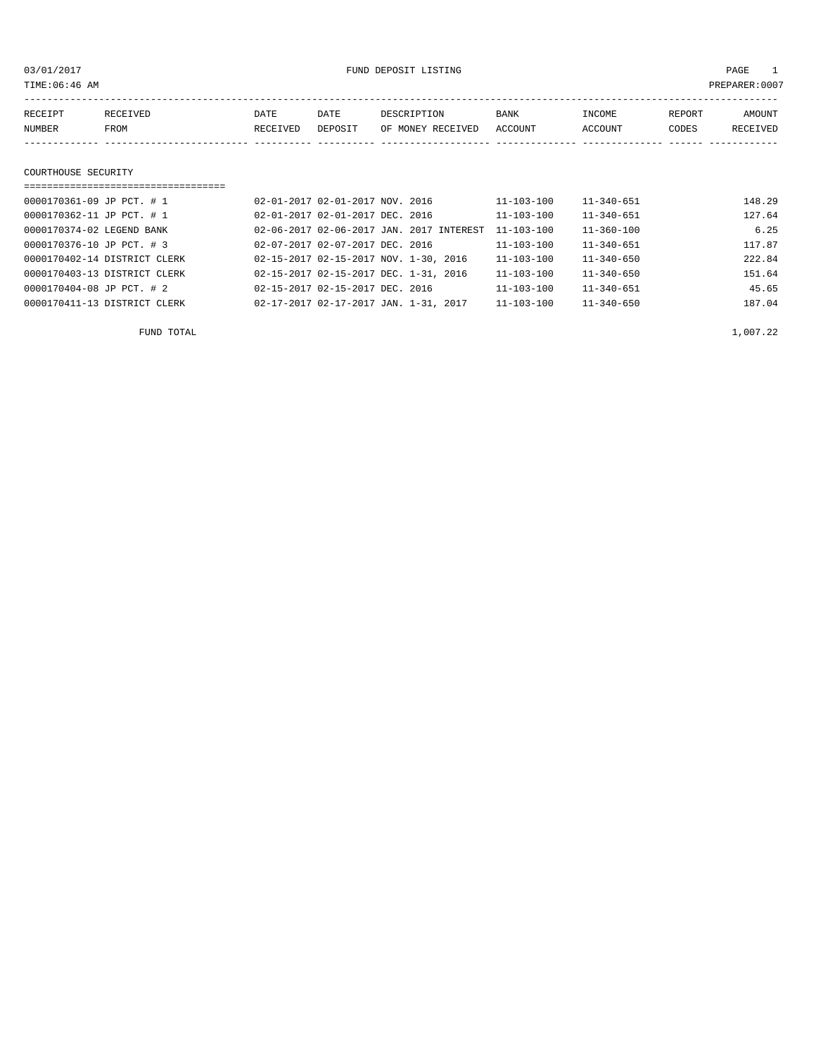03/01/2017 FUND DEPOSIT LISTING

TIME:06:46 AM PREPARER:0007

| RECEIPT NUMBER | RECEIVED FROM | DATE RECEIVED | DATE DEPOSIT | DESCRIPTION OF MONEY RECEIVED | BANK ACCOUNT | INCOME ACCOUNT | REPORT CODES | AMOUNT RECEIVED |
|---|---|---|---|---|---|---|---|---|

## COURTHOUSE SECURITY

| RECEIPT NUMBER | RECEIVED FROM | DATE RECEIVED | DATE DEPOSIT | DESCRIPTION OF MONEY RECEIVED | BANK ACCOUNT | INCOME ACCOUNT | REPORT CODES | AMOUNT RECEIVED |
|---|---|---|---|---|---|---|---|---|
| 0000170361-09 | JP PCT. # 1 | 02-01-2017 | 02-01-2017 | NOV. 2016 | 11-103-100 | 11-340-651 | | 148.29 |
| 0000170362-11 | JP PCT. # 1 | 02-01-2017 | 02-01-2017 | DEC. 2016 | 11-103-100 | 11-340-651 | | 127.64 |
| 0000170374-02 | LEGEND BANK | 02-06-2017 | 02-06-2017 | JAN. 2017 INTEREST | 11-103-100 | 11-360-100 | | 6.25 |
| 0000170376-10 | JP PCT. # 3 | 02-07-2017 | 02-07-2017 | DEC. 2016 | 11-103-100 | 11-340-651 | | 117.87 |
| 0000170402-14 | DISTRICT CLERK | 02-15-2017 | 02-15-2017 | NOV. 1-30, 2016 | 11-103-100 | 11-340-650 | | 222.84 |
| 0000170403-13 | DISTRICT CLERK | 02-15-2017 | 02-15-2017 | DEC. 1-31, 2016 | 11-103-100 | 11-340-650 | | 151.64 |
| 0000170404-08 | JP PCT. # 2 | 02-15-2017 | 02-15-2017 | DEC. 2016 | 11-103-100 | 11-340-651 | | 45.65 |
| 0000170411-13 | DISTRICT CLERK | 02-17-2017 | 02-17-2017 | JAN. 1-31, 2017 | 11-103-100 | 11-340-650 | | 187.04 |

FUND TOTAL 1,007.22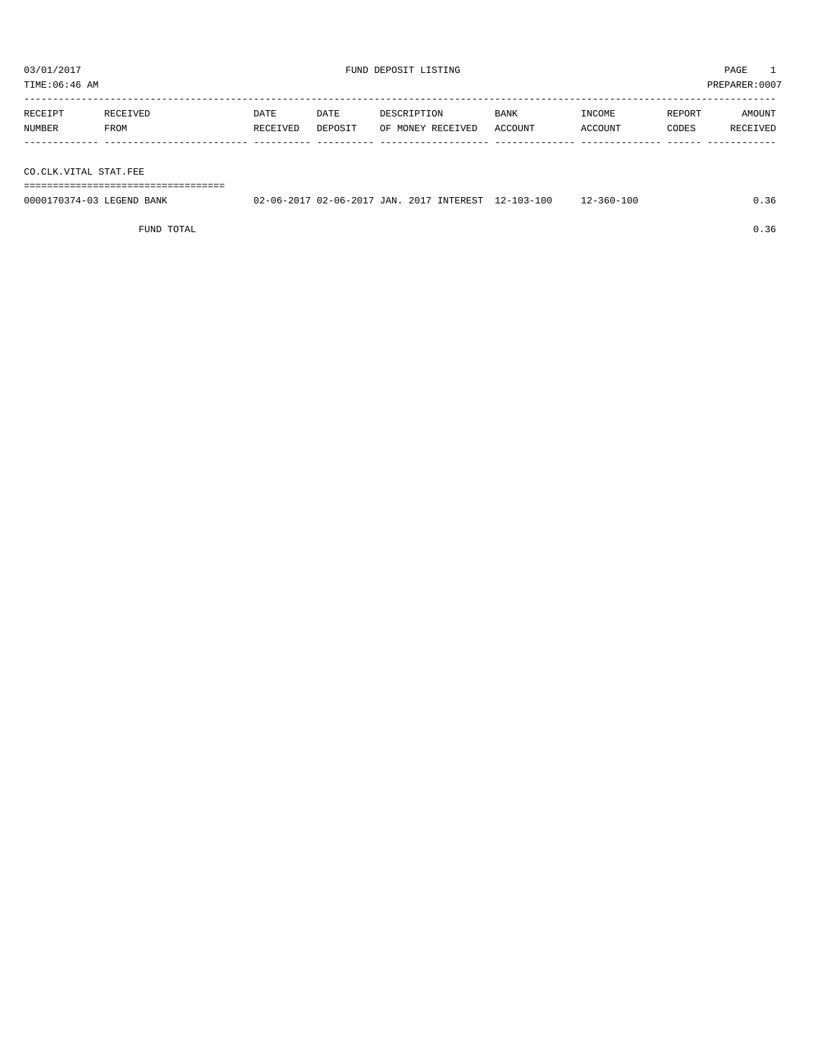# FUND DEPOSIT LISTING

03/01/2017
TIME:06:46 AM
PREPARER:0007

| RECEIPT NUMBER | RECEIVED FROM | DATE RECEIVED | DATE DEPOSIT | DESCRIPTION OF MONEY RECEIVED | BANK ACCOUNT | INCOME ACCOUNT | REPORT CODES | AMOUNT RECEIVED |
|---|---|---|---|---|---|---|---|---|
| **CO.CLK.VITAL STAT.FEE** | | | | | | | | |
| 0000170374-03 | LEGEND BANK | 02-06-2017 | 02-06-2017 | JAN. 2017 INTEREST | 12-103-100 | 12-360-100 | | 0.36 |
| | FUND TOTAL | | | | | | | 0.36 |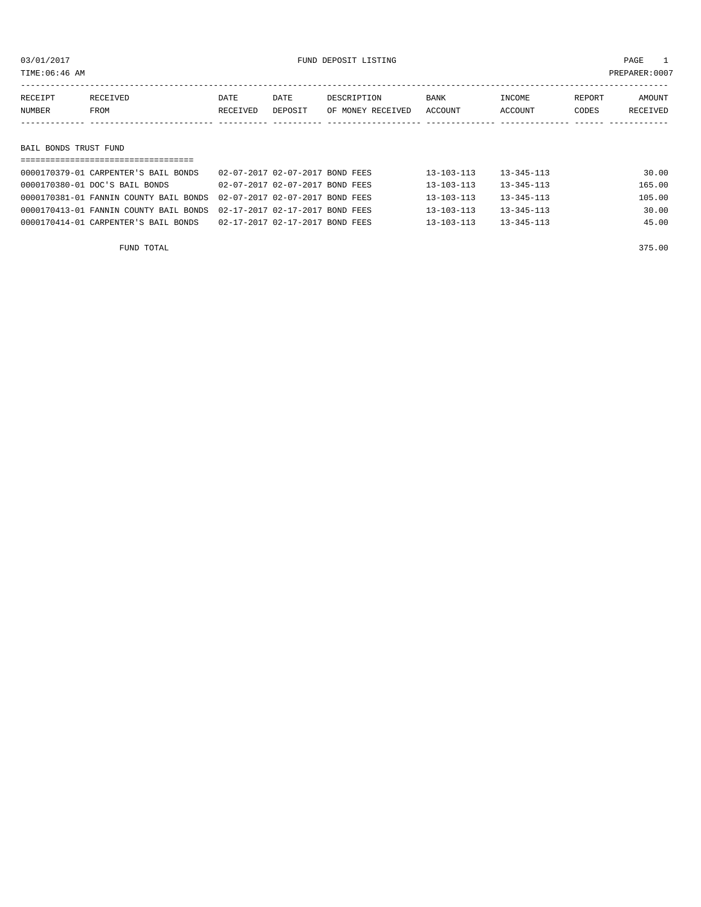03/01/2017 FUND DEPOSIT LISTING
TIME:06:46 AM PREPARER:0007

## BAIL BONDS TRUST FUND

| RECEIPT NUMBER | RECEIVED FROM | DATE RECEIVED | DATE DEPOSIT | DESCRIPTION OF MONEY RECEIVED | BANK ACCOUNT | INCOME ACCOUNT | REPORT CODES | AMOUNT RECEIVED |
|---|---|---|---|---|---|---|---|---|
| 0000170379-01 | CARPENTER'S BAIL BONDS | 02-07-2017 | 02-07-2017 | BOND FEES | 13-103-113 | 13-345-113 | | 30.00 |
| 0000170380-01 | DOC'S BAIL BONDS | 02-07-2017 | 02-07-2017 | BOND FEES | 13-103-113 | 13-345-113 | | 165.00 |
| 0000170381-01 | FANNIN COUNTY BAIL BONDS | 02-07-2017 | 02-07-2017 | BOND FEES | 13-103-113 | 13-345-113 | | 105.00 |
| 0000170413-01 | FANNIN COUNTY BAIL BONDS | 02-17-2017 | 02-17-2017 | BOND FEES | 13-103-113 | 13-345-113 | | 30.00 |
| 0000170414-01 | CARPENTER'S BAIL BONDS | 02-17-2017 | 02-17-2017 | BOND FEES | 13-103-113 | 13-345-113 | | 45.00 |
| | FUND TOTAL | | | | | | | 375.00 |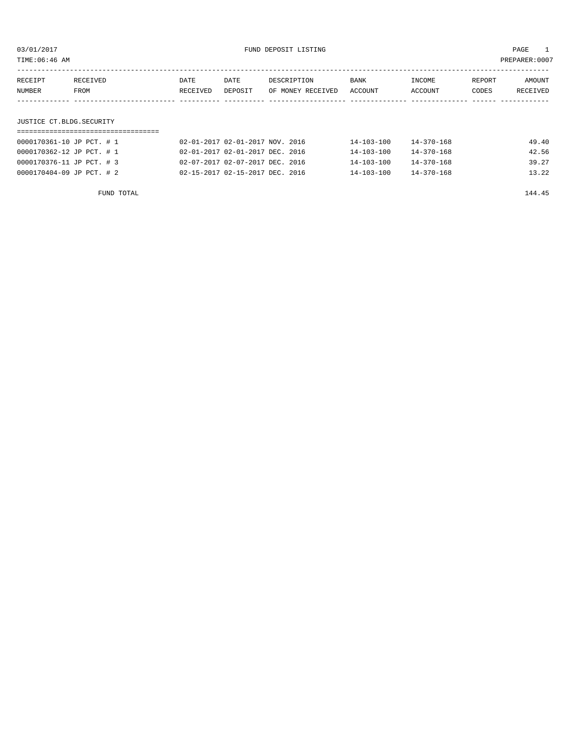03/01/2017 FUND DEPOSIT LISTING

TIME:06:46 AM PREPARER:0007

| RECEIPT NUMBER | RECEIVED FROM | DATE RECEIVED | DATE DEPOSIT | DESCRIPTION OF MONEY RECEIVED | BANK ACCOUNT | INCOME ACCOUNT | REPORT CODES | AMOUNT RECEIVED |
|---|---|---|---|---|---|---|---|---|
| **JUSTICE CT.BLDG.SECURITY** | | | | | | | | |
| 0000170361-10 | JP PCT. # 1 | 02-01-2017 | 02-01-2017 | NOV. 2016 | 14-103-100 | 14-370-168 | | 49.40 |
| 0000170362-12 | JP PCT. # 1 | 02-01-2017 | 02-01-2017 | DEC. 2016 | 14-103-100 | 14-370-168 | | 42.56 |
| 0000170376-11 | JP PCT. # 3 | 02-07-2017 | 02-07-2017 | DEC. 2016 | 14-103-100 | 14-370-168 | | 39.27 |
| 0000170404-09 | JP PCT. # 2 | 02-15-2017 | 02-15-2017 | DEC. 2016 | 14-103-100 | 14-370-168 | | 13.22 |
| | FUND TOTAL | | | | | | | 144.45 |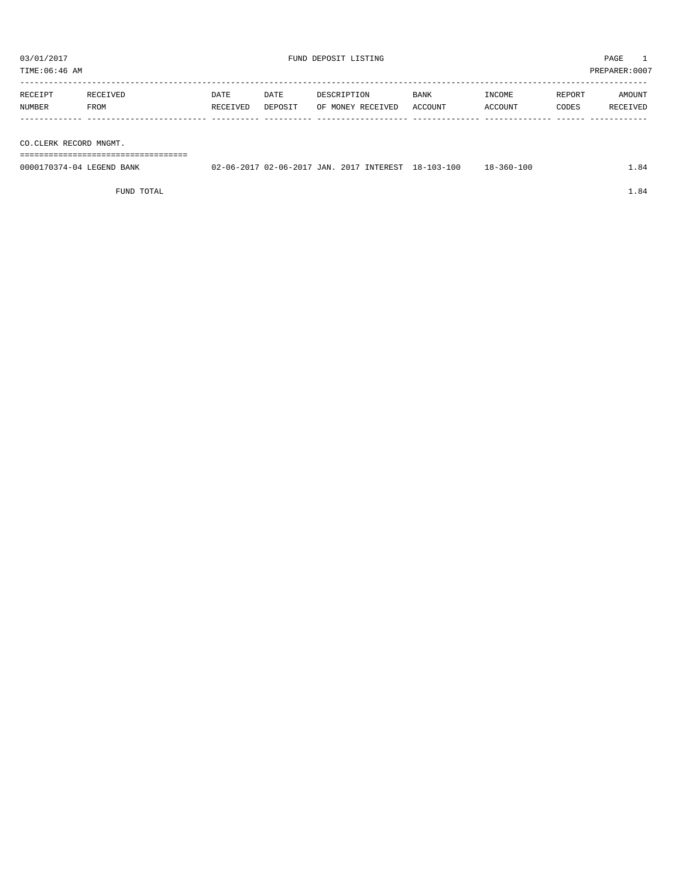03/01/2017 FUND DEPOSIT LISTING PAGE 1

TIME:06:46 AM PREPARER:0007

| RECEIPT NUMBER | RECEIVED FROM | DATE RECEIVED | DATE DEPOSIT | DESCRIPTION OF MONEY RECEIVED | BANK ACCOUNT | INCOME ACCOUNT | REPORT CODES | AMOUNT RECEIVED |
|---|---|---|---|---|---|---|---|---|
| **CO.CLERK RECORD MNGMT.** | | | | | | | | |
| 0000170374-04 | LEGEND BANK | 02-06-2017 | 02-06-2017 | JAN. 2017 INTEREST | 18-103-100 | 18-360-100 | | 1.84 |
| | FUND TOTAL | | | | | | | 1.84 |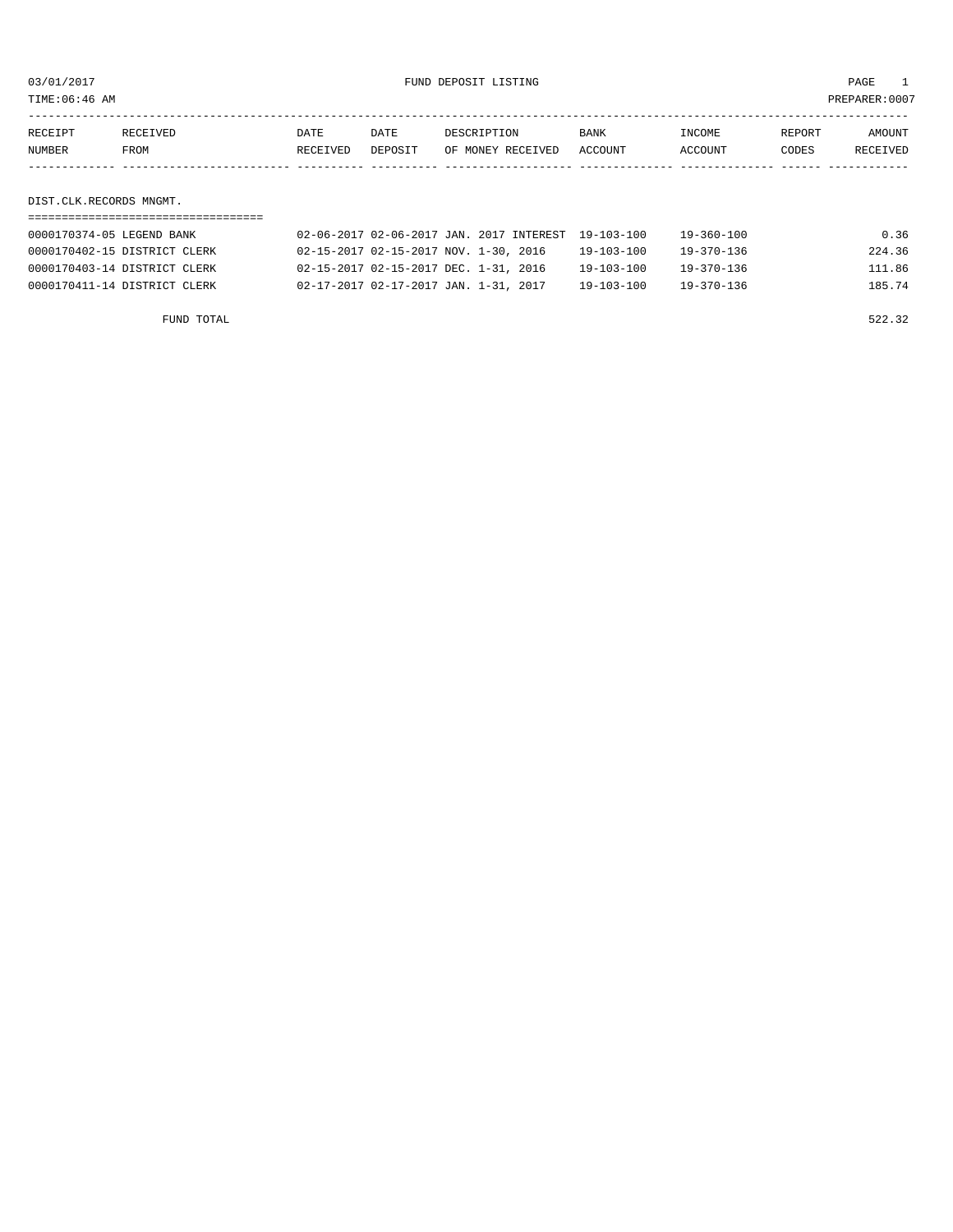03/01/2017 FUND DEPOSIT LISTING

TIME:06:46 AM PREPARER:0007

| RECEIPT NUMBER | RECEIVED FROM | DATE RECEIVED | DATE DEPOSIT | DESCRIPTION OF MONEY RECEIVED | BANK ACCOUNT | INCOME ACCOUNT | REPORT CODES | AMOUNT RECEIVED |
|---|---|---|---|---|---|---|---|---|

DIST.CLK.RECORDS MNGMT.

| RECEIPT NUMBER | RECEIVED FROM | DATE RECEIVED | DATE DEPOSIT | DESCRIPTION OF MONEY RECEIVED | BANK ACCOUNT | INCOME ACCOUNT | REPORT CODES | AMOUNT RECEIVED |
|---|---|---|---|---|---|---|---|---|
| 0000170374-05 | LEGEND BANK | 02-06-2017 | 02-06-2017 | JAN. 2017 INTEREST | 19-103-100 | 19-360-100 | | 0.36 |
| 0000170402-15 | DISTRICT CLERK | 02-15-2017 | 02-15-2017 | NOV. 1-30, 2016 | 19-103-100 | 19-370-136 | | 224.36 |
| 0000170403-14 | DISTRICT CLERK | 02-15-2017 | 02-15-2017 | DEC. 1-31, 2016 | 19-103-100 | 19-370-136 | | 111.86 |
| 0000170411-14 | DISTRICT CLERK | 02-17-2017 | 02-17-2017 | JAN. 1-31, 2017 | 19-103-100 | 19-370-136 | | 185.74 |
| | FUND TOTAL | | | | | | | 522.32 |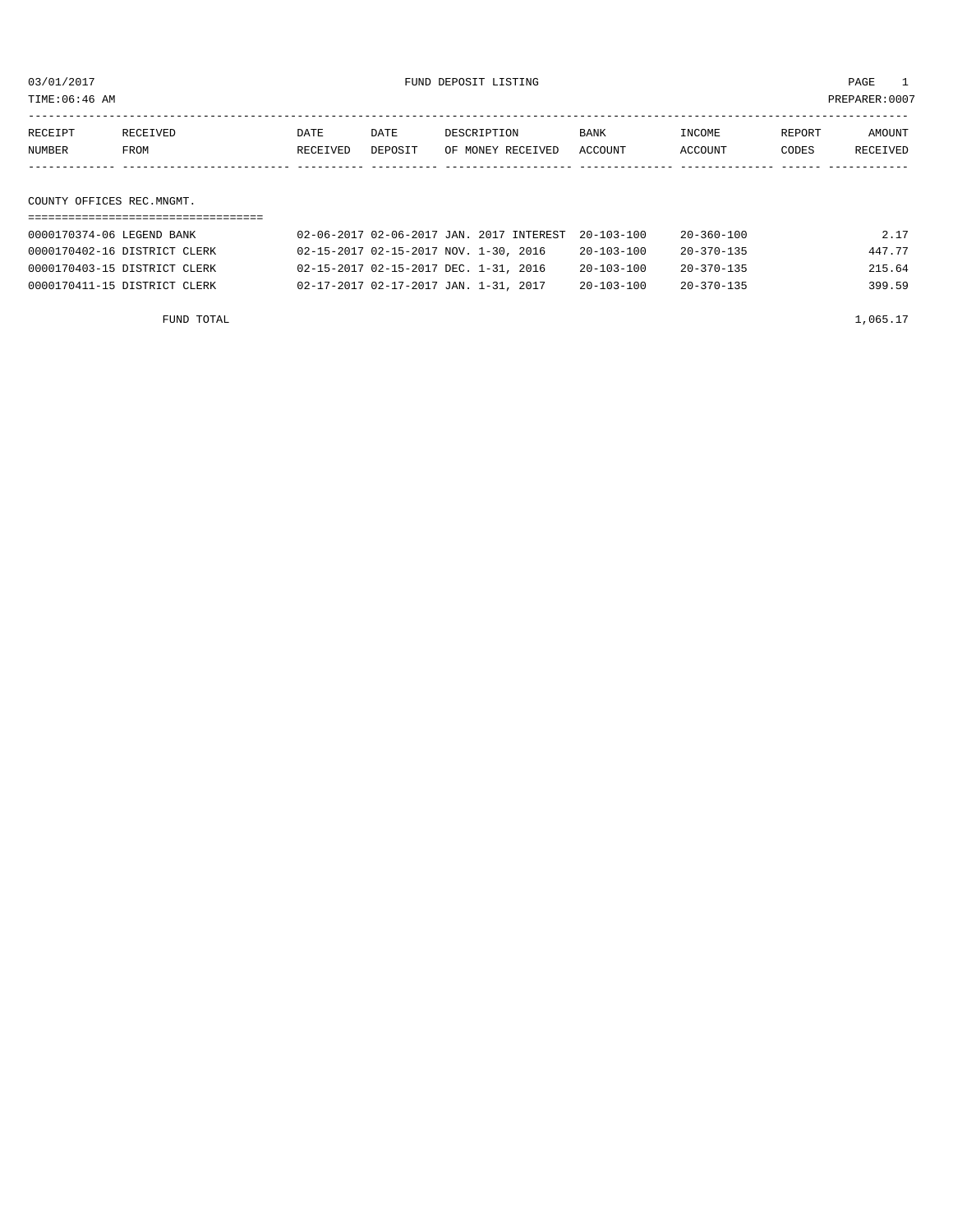03/01/2017 FUND DEPOSIT LISTING

TIME:06:46 AM PREPARER:0007

| RECEIPT NUMBER | RECEIVED FROM | DATE RECEIVED | DATE DEPOSIT | DESCRIPTION OF MONEY RECEIVED | BANK ACCOUNT | INCOME ACCOUNT | REPORT CODES | AMOUNT RECEIVED |
|---|---|---|---|---|---|---|---|---|
| **COUNTY OFFICES REC.MNGMT.** | | | | | | | | |
| 0000170374-06 | LEGEND BANK | 02-06-2017 | 02-06-2017 | JAN. 2017 INTEREST | 20-103-100 | 20-360-100 | | 2.17 |
| 0000170402-16 | DISTRICT CLERK | 02-15-2017 | 02-15-2017 | NOV. 1-30, 2016 | 20-103-100 | 20-370-135 | | 447.77 |
| 0000170403-15 | DISTRICT CLERK | 02-15-2017 | 02-15-2017 | DEC. 1-31, 2016 | 20-103-100 | 20-370-135 | | 215.64 |
| 0000170411-15 | DISTRICT CLERK | 02-17-2017 | 02-17-2017 | JAN. 1-31, 2017 | 20-103-100 | 20-370-135 | | 399.59 |
| | FUND TOTAL | | | | | | | 1,065.17 |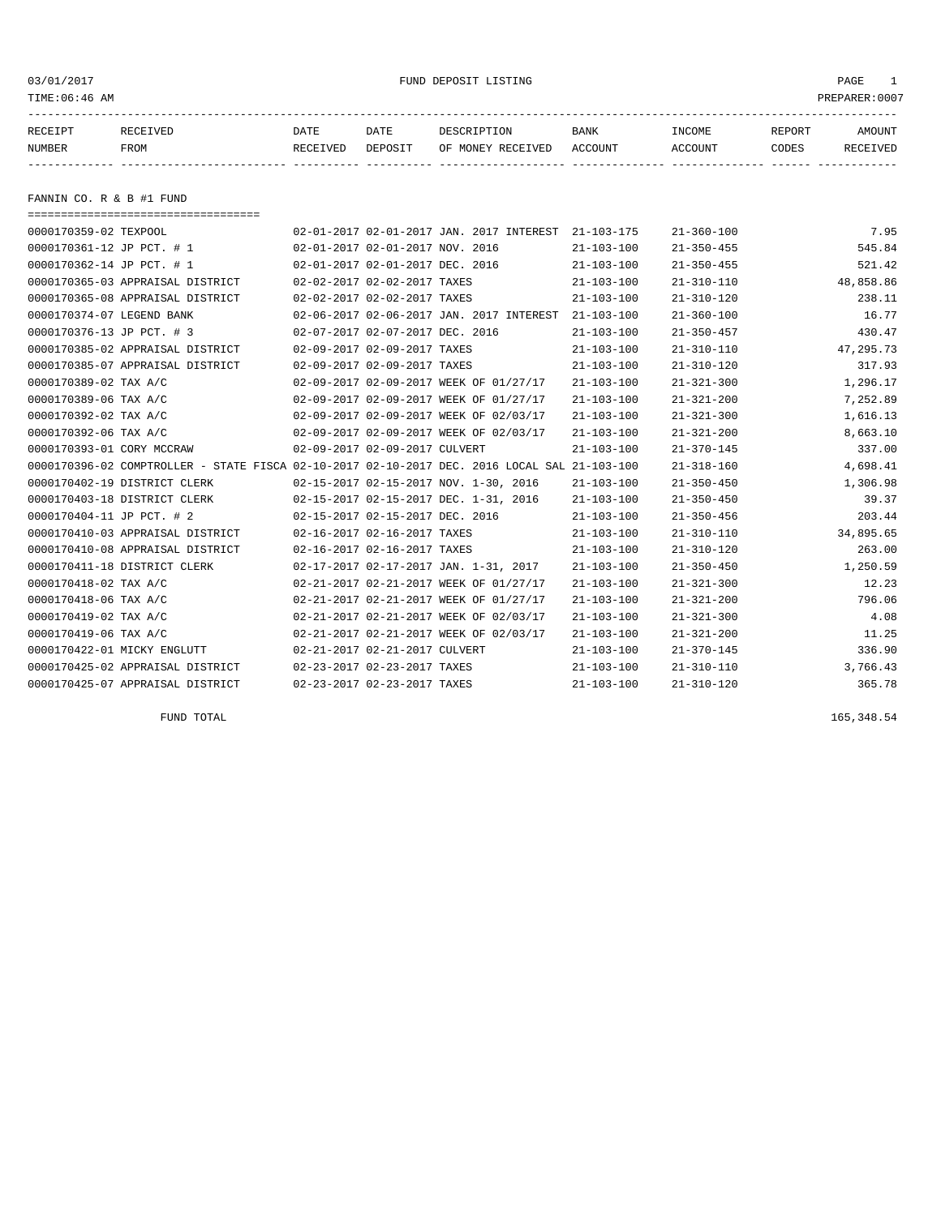03/01/2017 FUND DEPOSIT LISTING PAGE 1

TIME:06:46 AM PREPARER:0007

| RECEIPT NUMBER | RECEIVED FROM | DATE RECEIVED | DATE DEPOSIT | DESCRIPTION OF MONEY RECEIVED | BANK ACCOUNT | INCOME ACCOUNT | REPORT CODES | AMOUNT RECEIVED |
|---|---|---|---|---|---|---|---|---|

## FANNIN CO. R & B #1 FUND

| RECEIPT NUMBER | RECEIVED FROM | DATE RECEIVED | DATE DEPOSIT | DESCRIPTION OF MONEY RECEIVED | BANK ACCOUNT | INCOME ACCOUNT | REPORT CODES | AMOUNT RECEIVED |
|---|---|---|---|---|---|---|---|---|
| 0000170359-02 | TEXPOOL | 02-01-2017 | 02-01-2017 | JAN. 2017 INTEREST | 21-103-175 | 21-360-100 | | 7.95 |
| 0000170361-12 | JP PCT. # 1 | 02-01-2017 | 02-01-2017 | NOV. 2016 | 21-103-100 | 21-350-455 | | 545.84 |
| 0000170362-14 | JP PCT. # 1 | 02-01-2017 | 02-01-2017 | DEC. 2016 | 21-103-100 | 21-350-455 | | 521.42 |
| 0000170365-03 | APPRAISAL DISTRICT | 02-02-2017 | 02-02-2017 | TAXES | 21-103-100 | 21-310-110 | | 48,858.86 |
| 0000170365-08 | APPRAISAL DISTRICT | 02-02-2017 | 02-02-2017 | TAXES | 21-103-100 | 21-310-120 | | 238.11 |
| 0000170374-07 | LEGEND BANK | 02-06-2017 | 02-06-2017 | JAN. 2017 INTEREST | 21-103-100 | 21-360-100 | | 16.77 |
| 0000170376-13 | JP PCT. # 3 | 02-07-2017 | 02-07-2017 | DEC. 2016 | 21-103-100 | 21-350-457 | | 430.47 |
| 0000170385-02 | APPRAISAL DISTRICT | 02-09-2017 | 02-09-2017 | TAXES | 21-103-100 | 21-310-110 | | 47,295.73 |
| 0000170385-07 | APPRAISAL DISTRICT | 02-09-2017 | 02-09-2017 | TAXES | 21-103-100 | 21-310-120 | | 317.93 |
| 0000170389-02 | TAX A/C | 02-09-2017 | 02-09-2017 | WEEK OF 01/27/17 | 21-103-100 | 21-321-300 | | 1,296.17 |
| 0000170389-06 | TAX A/C | 02-09-2017 | 02-09-2017 | WEEK OF 01/27/17 | 21-103-100 | 21-321-200 | | 7,252.89 |
| 0000170392-02 | TAX A/C | 02-09-2017 | 02-09-2017 | WEEK OF 02/03/17 | 21-103-100 | 21-321-300 | | 1,616.13 |
| 0000170392-06 | TAX A/C | 02-09-2017 | 02-09-2017 | WEEK OF 02/03/17 | 21-103-100 | 21-321-200 | | 8,663.10 |
| 0000170393-01 | CORY MCCRAW | 02-09-2017 | 02-09-2017 | CULVERT | 21-103-100 | 21-370-145 | | 337.00 |
| 0000170396-02 | COMPTROLLER - STATE FISCA | 02-10-2017 | 02-10-2017 | DEC. 2016 LOCAL SAL | 21-103-100 | 21-318-160 | | 4,698.41 |
| 0000170402-19 | DISTRICT CLERK | 02-15-2017 | 02-15-2017 | NOV. 1-30, 2016 | 21-103-100 | 21-350-450 | | 1,306.98 |
| 0000170403-18 | DISTRICT CLERK | 02-15-2017 | 02-15-2017 | DEC. 1-31, 2016 | 21-103-100 | 21-350-450 | | 39.37 |
| 0000170404-11 | JP PCT. # 2 | 02-15-2017 | 02-15-2017 | DEC. 2016 | 21-103-100 | 21-350-456 | | 203.44 |
| 0000170410-03 | APPRAISAL DISTRICT | 02-16-2017 | 02-16-2017 | TAXES | 21-103-100 | 21-310-110 | | 34,895.65 |
| 0000170410-08 | APPRAISAL DISTRICT | 02-16-2017 | 02-16-2017 | TAXES | 21-103-100 | 21-310-120 | | 263.00 |
| 0000170411-18 | DISTRICT CLERK | 02-17-2017 | 02-17-2017 | JAN. 1-31, 2017 | 21-103-100 | 21-350-450 | | 1,250.59 |
| 0000170418-02 | TAX A/C | 02-21-2017 | 02-21-2017 | WEEK OF 01/27/17 | 21-103-100 | 21-321-300 | | 12.23 |
| 0000170418-06 | TAX A/C | 02-21-2017 | 02-21-2017 | WEEK OF 01/27/17 | 21-103-100 | 21-321-200 | | 796.06 |
| 0000170419-02 | TAX A/C | 02-21-2017 | 02-21-2017 | WEEK OF 02/03/17 | 21-103-100 | 21-321-300 | | 4.08 |
| 0000170419-06 | TAX A/C | 02-21-2017 | 02-21-2017 | WEEK OF 02/03/17 | 21-103-100 | 21-321-200 | | 11.25 |
| 0000170422-01 | MICKY ENGLUTT | 02-21-2017 | 02-21-2017 | CULVERT | 21-103-100 | 21-370-145 | | 336.90 |
| 0000170425-02 | APPRAISAL DISTRICT | 02-23-2017 | 02-23-2017 | TAXES | 21-103-100 | 21-310-110 | | 3,766.43 |
| 0000170425-07 | APPRAISAL DISTRICT | 02-23-2017 | 02-23-2017 | TAXES | 21-103-100 | 21-310-120 | | 365.78 |

FUND TOTAL 165,348.54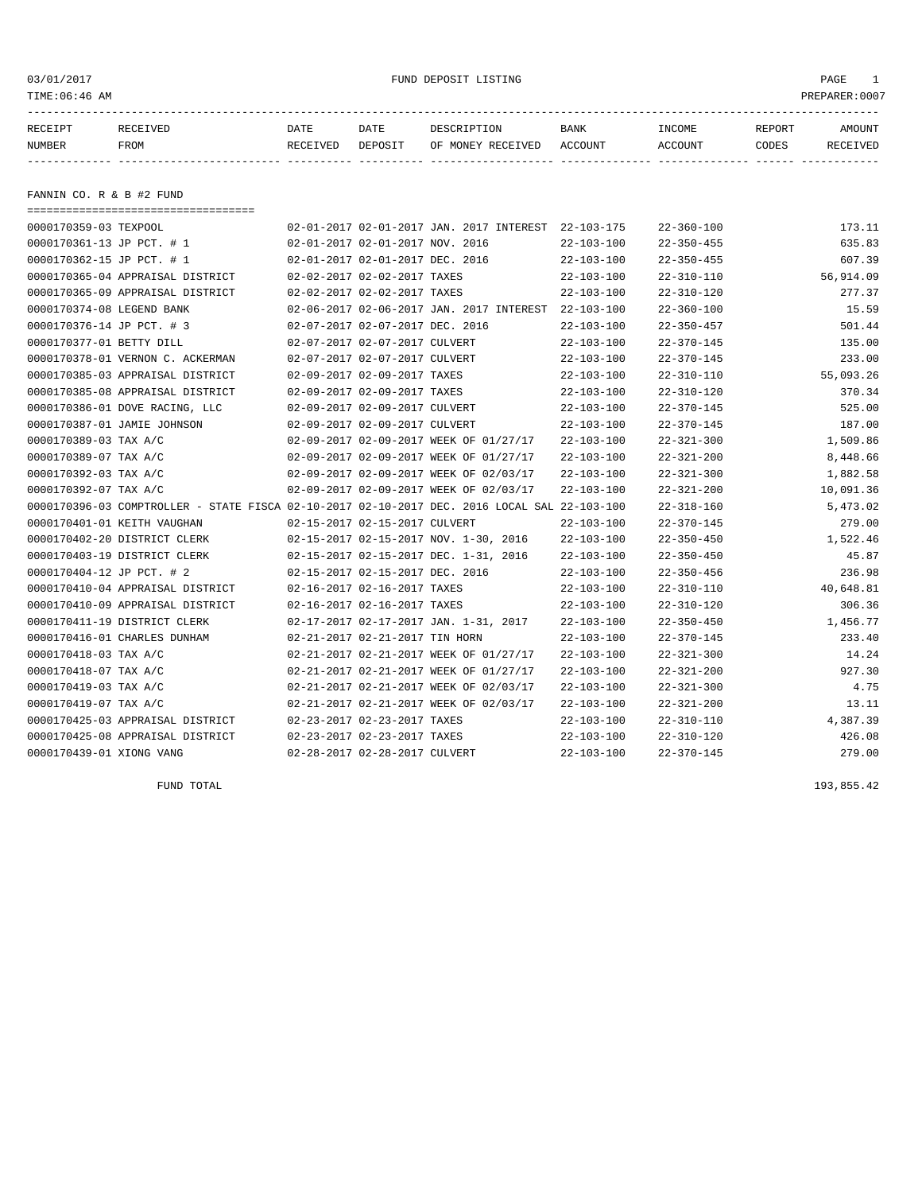03/01/2017 FUND DEPOSIT LISTING

TIME:06:46 AM PREPARER:0007

## FANNIN CO. R & B #2 FUND

| RECEIPT NUMBER | RECEIVED FROM | DATE RECEIVED | DATE DEPOSIT | DESCRIPTION OF MONEY RECEIVED | BANK ACCOUNT | INCOME ACCOUNT | REPORT CODES | AMOUNT RECEIVED |
|---|---|---|---|---|---|---|---|---|
| 0000170359-03 | TEXPOOL | 02-01-2017 | 02-01-2017 | JAN. 2017 INTEREST | 22-103-175 | 22-360-100 | | 173.11 |
| 0000170361-13 | JP PCT. # 1 | 02-01-2017 | 02-01-2017 | NOV. 2016 | 22-103-100 | 22-350-455 | | 635.83 |
| 0000170362-15 | JP PCT. # 1 | 02-01-2017 | 02-01-2017 | DEC. 2016 | 22-103-100 | 22-350-455 | | 607.39 |
| 0000170365-04 | APPRAISAL DISTRICT | 02-02-2017 | 02-02-2017 | TAXES | 22-103-100 | 22-310-110 | | 56,914.09 |
| 0000170365-09 | APPRAISAL DISTRICT | 02-02-2017 | 02-02-2017 | TAXES | 22-103-100 | 22-310-120 | | 277.37 |
| 0000170374-08 | LEGEND BANK | 02-06-2017 | 02-06-2017 | JAN. 2017 INTEREST | 22-103-100 | 22-360-100 | | 15.59 |
| 0000170376-14 | JP PCT. # 3 | 02-07-2017 | 02-07-2017 | DEC. 2016 | 22-103-100 | 22-350-457 | | 501.44 |
| 0000170377-01 | BETTY DILL | 02-07-2017 | 02-07-2017 | CULVERT | 22-103-100 | 22-370-145 | | 135.00 |
| 0000170378-01 | VERNON C. ACKERMAN | 02-07-2017 | 02-07-2017 | CULVERT | 22-103-100 | 22-370-145 | | 233.00 |
| 0000170385-03 | APPRAISAL DISTRICT | 02-09-2017 | 02-09-2017 | TAXES | 22-103-100 | 22-310-110 | | 55,093.26 |
| 0000170385-08 | APPRAISAL DISTRICT | 02-09-2017 | 02-09-2017 | TAXES | 22-103-100 | 22-310-120 | | 370.34 |
| 0000170386-01 | DOVE RACING, LLC | 02-09-2017 | 02-09-2017 | CULVERT | 22-103-100 | 22-370-145 | | 525.00 |
| 0000170387-01 | JAMIE JOHNSON | 02-09-2017 | 02-09-2017 | CULVERT | 22-103-100 | 22-370-145 | | 187.00 |
| 0000170389-03 | TAX A/C | 02-09-2017 | 02-09-2017 | WEEK OF 01/27/17 | 22-103-100 | 22-321-300 | | 1,509.86 |
| 0000170389-07 | TAX A/C | 02-09-2017 | 02-09-2017 | WEEK OF 01/27/17 | 22-103-100 | 22-321-200 | | 8,448.66 |
| 0000170392-03 | TAX A/C | 02-09-2017 | 02-09-2017 | WEEK OF 02/03/17 | 22-103-100 | 22-321-300 | | 1,882.58 |
| 0000170392-07 | TAX A/C | 02-09-2017 | 02-09-2017 | WEEK OF 02/03/17 | 22-103-100 | 22-321-200 | | 10,091.36 |
| 0000170396-03 | COMPTROLLER - STATE FISCA | 02-10-2017 | 02-10-2017 | DEC. 2016 LOCAL SAL | 22-103-100 | 22-318-160 | | 5,473.02 |
| 0000170401-01 | KEITH VAUGHAN | 02-15-2017 | 02-15-2017 | CULVERT | 22-103-100 | 22-370-145 | | 279.00 |
| 0000170402-20 | DISTRICT CLERK | 02-15-2017 | 02-15-2017 | NOV. 1-30, 2016 | 22-103-100 | 22-350-450 | | 1,522.46 |
| 0000170403-19 | DISTRICT CLERK | 02-15-2017 | 02-15-2017 | DEC. 1-31, 2016 | 22-103-100 | 22-350-450 | | 45.87 |
| 0000170404-12 | JP PCT. # 2 | 02-15-2017 | 02-15-2017 | DEC. 2016 | 22-103-100 | 22-350-456 | | 236.98 |
| 0000170410-04 | APPRAISAL DISTRICT | 02-16-2017 | 02-16-2017 | TAXES | 22-103-100 | 22-310-110 | | 40,648.81 |
| 0000170410-09 | APPRAISAL DISTRICT | 02-16-2017 | 02-16-2017 | TAXES | 22-103-100 | 22-310-120 | | 306.36 |
| 0000170411-19 | DISTRICT CLERK | 02-17-2017 | 02-17-2017 | JAN. 1-31, 2017 | 22-103-100 | 22-350-450 | | 1,456.77 |
| 0000170416-01 | CHARLES DUNHAM | 02-21-2017 | 02-21-2017 | TIN HORN | 22-103-100 | 22-370-145 | | 233.40 |
| 0000170418-03 | TAX A/C | 02-21-2017 | 02-21-2017 | WEEK OF 01/27/17 | 22-103-100 | 22-321-300 | | 14.24 |
| 0000170418-07 | TAX A/C | 02-21-2017 | 02-21-2017 | WEEK OF 01/27/17 | 22-103-100 | 22-321-200 | | 927.30 |
| 0000170419-03 | TAX A/C | 02-21-2017 | 02-21-2017 | WEEK OF 02/03/17 | 22-103-100 | 22-321-300 | | 4.75 |
| 0000170419-07 | TAX A/C | 02-21-2017 | 02-21-2017 | WEEK OF 02/03/17 | 22-103-100 | 22-321-200 | | 13.11 |
| 0000170425-03 | APPRAISAL DISTRICT | 02-23-2017 | 02-23-2017 | TAXES | 22-103-100 | 22-310-110 | | 4,387.39 |
| 0000170425-08 | APPRAISAL DISTRICT | 02-23-2017 | 02-23-2017 | TAXES | 22-103-100 | 22-310-120 | | 426.08 |
| 0000170439-01 | XIONG VANG | 02-28-2017 | 02-28-2017 | CULVERT | 22-103-100 | 22-370-145 | | 279.00 |

FUND TOTAL 193,855.42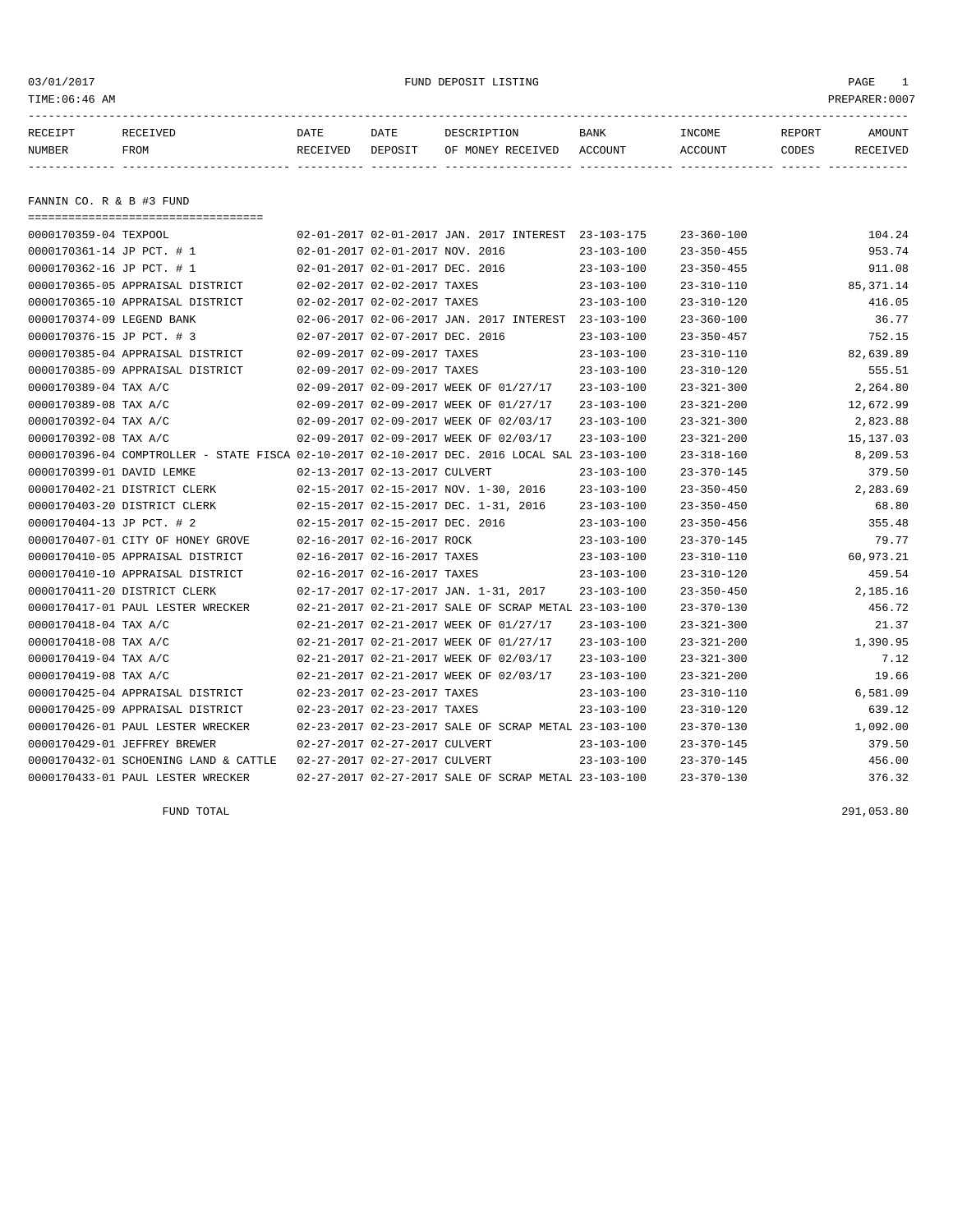03/01/2017 FUND DEPOSIT LISTING PAGE 1

TIME:06:46 AM PREPARER:0007

| RECEIPT NUMBER | RECEIVED FROM | DATE RECEIVED | DATE DEPOSIT | DESCRIPTION OF MONEY RECEIVED | BANK ACCOUNT | INCOME ACCOUNT | REPORT CODES | AMOUNT RECEIVED |
|---|---|---|---|---|---|---|---|---|

## FANNIN CO. R & B #3 FUND

| RECEIPT NUMBER | RECEIVED FROM | DATE RECEIVED | DATE DEPOSIT | DESCRIPTION OF MONEY RECEIVED | BANK ACCOUNT | INCOME ACCOUNT | REPORT CODES | AMOUNT RECEIVED |
|---|---|---|---|---|---|---|---|---|
| 0000170359-04 | TEXPOOL | 02-01-2017 | 02-01-2017 | JAN. 2017 INTEREST | 23-103-175 | 23-360-100 | | 104.24 |
| 0000170361-14 | JP PCT. # 1 | 02-01-2017 | 02-01-2017 | NOV. 2016 | 23-103-100 | 23-350-455 | | 953.74 |
| 0000170362-16 | JP PCT. # 1 | 02-01-2017 | 02-01-2017 | DEC. 2016 | 23-103-100 | 23-350-455 | | 911.08 |
| 0000170365-05 | APPRAISAL DISTRICT | 02-02-2017 | 02-02-2017 | TAXES | 23-103-100 | 23-310-110 | | 85,371.14 |
| 0000170365-10 | APPRAISAL DISTRICT | 02-02-2017 | 02-02-2017 | TAXES | 23-103-100 | 23-310-120 | | 416.05 |
| 0000170374-09 | LEGEND BANK | 02-06-2017 | 02-06-2017 | JAN. 2017 INTEREST | 23-103-100 | 23-360-100 | | 36.77 |
| 0000170376-15 | JP PCT. # 3 | 02-07-2017 | 02-07-2017 | DEC. 2016 | 23-103-100 | 23-350-457 | | 752.15 |
| 0000170385-04 | APPRAISAL DISTRICT | 02-09-2017 | 02-09-2017 | TAXES | 23-103-100 | 23-310-110 | | 82,639.89 |
| 0000170385-09 | APPRAISAL DISTRICT | 02-09-2017 | 02-09-2017 | TAXES | 23-103-100 | 23-310-120 | | 555.51 |
| 0000170389-04 | TAX A/C | 02-09-2017 | 02-09-2017 | WEEK OF 01/27/17 | 23-103-100 | 23-321-300 | | 2,264.80 |
| 0000170389-08 | TAX A/C | 02-09-2017 | 02-09-2017 | WEEK OF 01/27/17 | 23-103-100 | 23-321-200 | | 12,672.99 |
| 0000170392-04 | TAX A/C | 02-09-2017 | 02-09-2017 | WEEK OF 02/03/17 | 23-103-100 | 23-321-300 | | 2,823.88 |
| 0000170392-08 | TAX A/C | 02-09-2017 | 02-09-2017 | WEEK OF 02/03/17 | 23-103-100 | 23-321-200 | | 15,137.03 |
| 0000170396-04 | COMPTROLLER - STATE FISCA | 02-10-2017 | 02-10-2017 | DEC. 2016 LOCAL SAL | 23-103-100 | 23-318-160 | | 8,209.53 |
| 0000170399-01 | DAVID LEMKE | 02-13-2017 | 02-13-2017 | CULVERT | 23-103-100 | 23-370-145 | | 379.50 |
| 0000170402-21 | DISTRICT CLERK | 02-15-2017 | 02-15-2017 | NOV. 1-30, 2016 | 23-103-100 | 23-350-450 | | 2,283.69 |
| 0000170403-20 | DISTRICT CLERK | 02-15-2017 | 02-15-2017 | DEC. 1-31, 2016 | 23-103-100 | 23-350-450 | | 68.80 |
| 0000170404-13 | JP PCT. # 2 | 02-15-2017 | 02-15-2017 | DEC. 2016 | 23-103-100 | 23-350-456 | | 355.48 |
| 0000170407-01 | CITY OF HONEY GROVE | 02-16-2017 | 02-16-2017 | ROCK | 23-103-100 | 23-370-145 | | 79.77 |
| 0000170410-05 | APPRAISAL DISTRICT | 02-16-2017 | 02-16-2017 | TAXES | 23-103-100 | 23-310-110 | | 60,973.21 |
| 0000170410-10 | APPRAISAL DISTRICT | 02-16-2017 | 02-16-2017 | TAXES | 23-103-100 | 23-310-120 | | 459.54 |
| 0000170411-20 | DISTRICT CLERK | 02-17-2017 | 02-17-2017 | JAN. 1-31, 2017 | 23-103-100 | 23-350-450 | | 2,185.16 |
| 0000170417-01 | PAUL LESTER WRECKER | 02-21-2017 | 02-21-2017 | SALE OF SCRAP METAL | 23-103-100 | 23-370-130 | | 456.72 |
| 0000170418-04 | TAX A/C | 02-21-2017 | 02-21-2017 | WEEK OF 01/27/17 | 23-103-100 | 23-321-300 | | 21.37 |
| 0000170418-08 | TAX A/C | 02-21-2017 | 02-21-2017 | WEEK OF 01/27/17 | 23-103-100 | 23-321-200 | | 1,390.95 |
| 0000170419-04 | TAX A/C | 02-21-2017 | 02-21-2017 | WEEK OF 02/03/17 | 23-103-100 | 23-321-300 | | 7.12 |
| 0000170419-08 | TAX A/C | 02-21-2017 | 02-21-2017 | WEEK OF 02/03/17 | 23-103-100 | 23-321-200 | | 19.66 |
| 0000170425-04 | APPRAISAL DISTRICT | 02-23-2017 | 02-23-2017 | TAXES | 23-103-100 | 23-310-110 | | 6,581.09 |
| 0000170425-09 | APPRAISAL DISTRICT | 02-23-2017 | 02-23-2017 | TAXES | 23-103-100 | 23-310-120 | | 639.12 |
| 0000170426-01 | PAUL LESTER WRECKER | 02-23-2017 | 02-23-2017 | SALE OF SCRAP METAL | 23-103-100 | 23-370-130 | | 1,092.00 |
| 0000170429-01 | JEFFREY BREWER | 02-27-2017 | 02-27-2017 | CULVERT | 23-103-100 | 23-370-145 | | 379.50 |
| 0000170432-01 | SCHOENING LAND & CATTLE | 02-27-2017 | 02-27-2017 | CULVERT | 23-103-100 | 23-370-145 | | 456.00 |
| 0000170433-01 | PAUL LESTER WRECKER | 02-27-2017 | 02-27-2017 | SALE OF SCRAP METAL | 23-103-100 | 23-370-130 | | 376.32 |

FUND TOTAL 291,053.80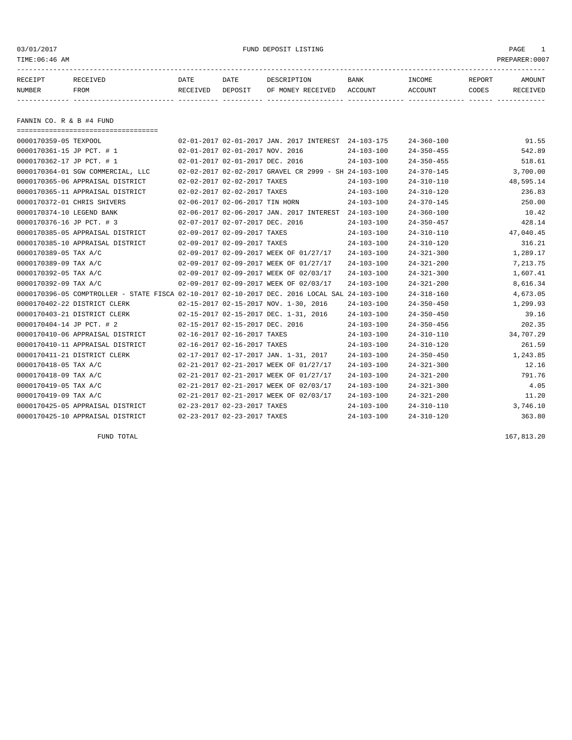03/01/2017 FUND DEPOSIT LISTING

TIME:06:46 AM PREPARER:0007

| RECEIPT NUMBER | RECEIVED FROM | DATE RECEIVED | DATE DEPOSIT | DESCRIPTION OF MONEY RECEIVED | BANK ACCOUNT | INCOME ACCOUNT | REPORT CODES | AMOUNT RECEIVED |
|---|---|---|---|---|---|---|---|---|

## FANNIN CO. R & B #4 FUND

| RECEIPT NUMBER | RECEIVED FROM | DATE RECEIVED | DATE DEPOSIT | DESCRIPTION OF MONEY RECEIVED | BANK ACCOUNT | INCOME ACCOUNT | REPORT CODES | AMOUNT RECEIVED |
|---|---|---|---|---|---|---|---|---|
| 0000170359-05 | TEXPOOL | 02-01-2017 | 02-01-2017 | JAN. 2017 INTEREST | 24-103-175 | 24-360-100 | | 91.55 |
| 0000170361-15 | JP PCT. # 1 | 02-01-2017 | 02-01-2017 | NOV. 2016 | 24-103-100 | 24-350-455 | | 542.89 |
| 0000170362-17 | JP PCT. # 1 | 02-01-2017 | 02-01-2017 | DEC. 2016 | 24-103-100 | 24-350-455 | | 518.61 |
| 0000170364-01 | SGW COMMERCIAL, LLC | 02-02-2017 | 02-02-2017 | GRAVEL CR 2999 - SH | 24-103-100 | 24-370-145 | | 3,700.00 |
| 0000170365-06 | APPRAISAL DISTRICT | 02-02-2017 | 02-02-2017 | TAXES | 24-103-100 | 24-310-110 | | 48,595.14 |
| 0000170365-11 | APPRAISAL DISTRICT | 02-02-2017 | 02-02-2017 | TAXES | 24-103-100 | 24-310-120 | | 236.83 |
| 0000170372-01 | CHRIS SHIVERS | 02-06-2017 | 02-06-2017 | TIN HORN | 24-103-100 | 24-370-145 | | 250.00 |
| 0000170374-10 | LEGEND BANK | 02-06-2017 | 02-06-2017 | JAN. 2017 INTEREST | 24-103-100 | 24-360-100 | | 10.42 |
| 0000170376-16 | JP PCT. # 3 | 02-07-2017 | 02-07-2017 | DEC. 2016 | 24-103-100 | 24-350-457 | | 428.14 |
| 0000170385-05 | APPRAISAL DISTRICT | 02-09-2017 | 02-09-2017 | TAXES | 24-103-100 | 24-310-110 | | 47,040.45 |
| 0000170385-10 | APPRAISAL DISTRICT | 02-09-2017 | 02-09-2017 | TAXES | 24-103-100 | 24-310-120 | | 316.21 |
| 0000170389-05 | TAX A/C | 02-09-2017 | 02-09-2017 | WEEK OF 01/27/17 | 24-103-100 | 24-321-300 | | 1,289.17 |
| 0000170389-09 | TAX A/C | 02-09-2017 | 02-09-2017 | WEEK OF 01/27/17 | 24-103-100 | 24-321-200 | | 7,213.75 |
| 0000170392-05 | TAX A/C | 02-09-2017 | 02-09-2017 | WEEK OF 02/03/17 | 24-103-100 | 24-321-300 | | 1,607.41 |
| 0000170392-09 | TAX A/C | 02-09-2017 | 02-09-2017 | WEEK OF 02/03/17 | 24-103-100 | 24-321-200 | | 8,616.34 |
| 0000170396-05 | COMPTROLLER - STATE FISCA | 02-10-2017 | 02-10-2017 | DEC. 2016 LOCAL SAL | 24-103-100 | 24-318-160 | | 4,673.05 |
| 0000170402-22 | DISTRICT CLERK | 02-15-2017 | 02-15-2017 | NOV. 1-30, 2016 | 24-103-100 | 24-350-450 | | 1,299.93 |
| 0000170403-21 | DISTRICT CLERK | 02-15-2017 | 02-15-2017 | DEC. 1-31, 2016 | 24-103-100 | 24-350-450 | | 39.16 |
| 0000170404-14 | JP PCT. # 2 | 02-15-2017 | 02-15-2017 | DEC. 2016 | 24-103-100 | 24-350-456 | | 202.35 |
| 0000170410-06 | APPRAISAL DISTRICT | 02-16-2017 | 02-16-2017 | TAXES | 24-103-100 | 24-310-110 | | 34,707.29 |
| 0000170410-11 | APPRAISAL DISTRICT | 02-16-2017 | 02-16-2017 | TAXES | 24-103-100 | 24-310-120 | | 261.59 |
| 0000170411-21 | DISTRICT CLERK | 02-17-2017 | 02-17-2017 | JAN. 1-31, 2017 | 24-103-100 | 24-350-450 | | 1,243.85 |
| 0000170418-05 | TAX A/C | 02-21-2017 | 02-21-2017 | WEEK OF 01/27/17 | 24-103-100 | 24-321-300 | | 12.16 |
| 0000170418-09 | TAX A/C | 02-21-2017 | 02-21-2017 | WEEK OF 01/27/17 | 24-103-100 | 24-321-200 | | 791.76 |
| 0000170419-05 | TAX A/C | 02-21-2017 | 02-21-2017 | WEEK OF 02/03/17 | 24-103-100 | 24-321-300 | | 4.05 |
| 0000170419-09 | TAX A/C | 02-21-2017 | 02-21-2017 | WEEK OF 02/03/17 | 24-103-100 | 24-321-200 | | 11.20 |
| 0000170425-05 | APPRAISAL DISTRICT | 02-23-2017 | 02-23-2017 | TAXES | 24-103-100 | 24-310-110 | | 3,746.10 |
| 0000170425-10 | APPRAISAL DISTRICT | 02-23-2017 | 02-23-2017 | TAXES | 24-103-100 | 24-310-120 | | 363.80 |

FUND TOTAL 167,813.20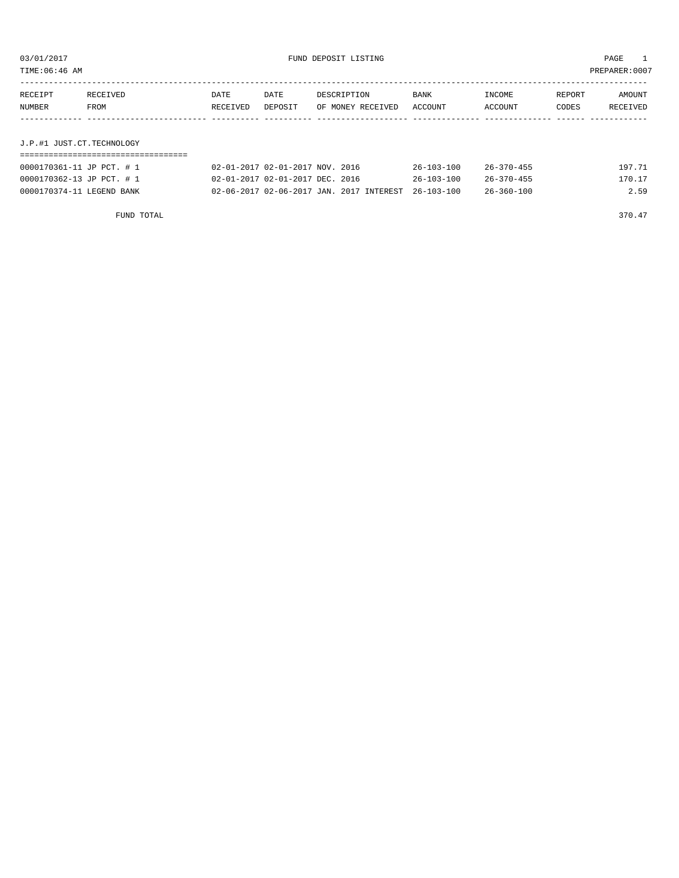03/01/2017 FUND DEPOSIT LISTING

TIME:06:46 AM PREPARER:0007

| RECEIPT NUMBER | RECEIVED FROM | DATE RECEIVED | DATE DEPOSIT | DESCRIPTION OF MONEY RECEIVED | BANK ACCOUNT | INCOME ACCOUNT | REPORT CODES | AMOUNT RECEIVED |
|---|---|---|---|---|---|---|---|---|

## J.P.#1 JUST.CT.TECHNOLOGY

| RECEIPT NUMBER | RECEIVED FROM | DATE RECEIVED | DATE DEPOSIT | DESCRIPTION OF MONEY RECEIVED | BANK ACCOUNT | INCOME ACCOUNT | REPORT CODES | AMOUNT RECEIVED |
|---|---|---|---|---|---|---|---|---|
| 0000170361-11 | JP PCT. # 1 | 02-01-2017 | 02-01-2017 | NOV. 2016 | 26-103-100 | 26-370-455 | | 197.71 |
| 0000170362-13 | JP PCT. # 1 | 02-01-2017 | 02-01-2017 | DEC. 2016 | 26-103-100 | 26-370-455 | | 170.17 |
| 0000170374-11 | LEGEND BANK | 02-06-2017 | 02-06-2017 | JAN. 2017 INTEREST | 26-103-100 | 26-360-100 | | 2.59 |

FUND TOTAL 370.47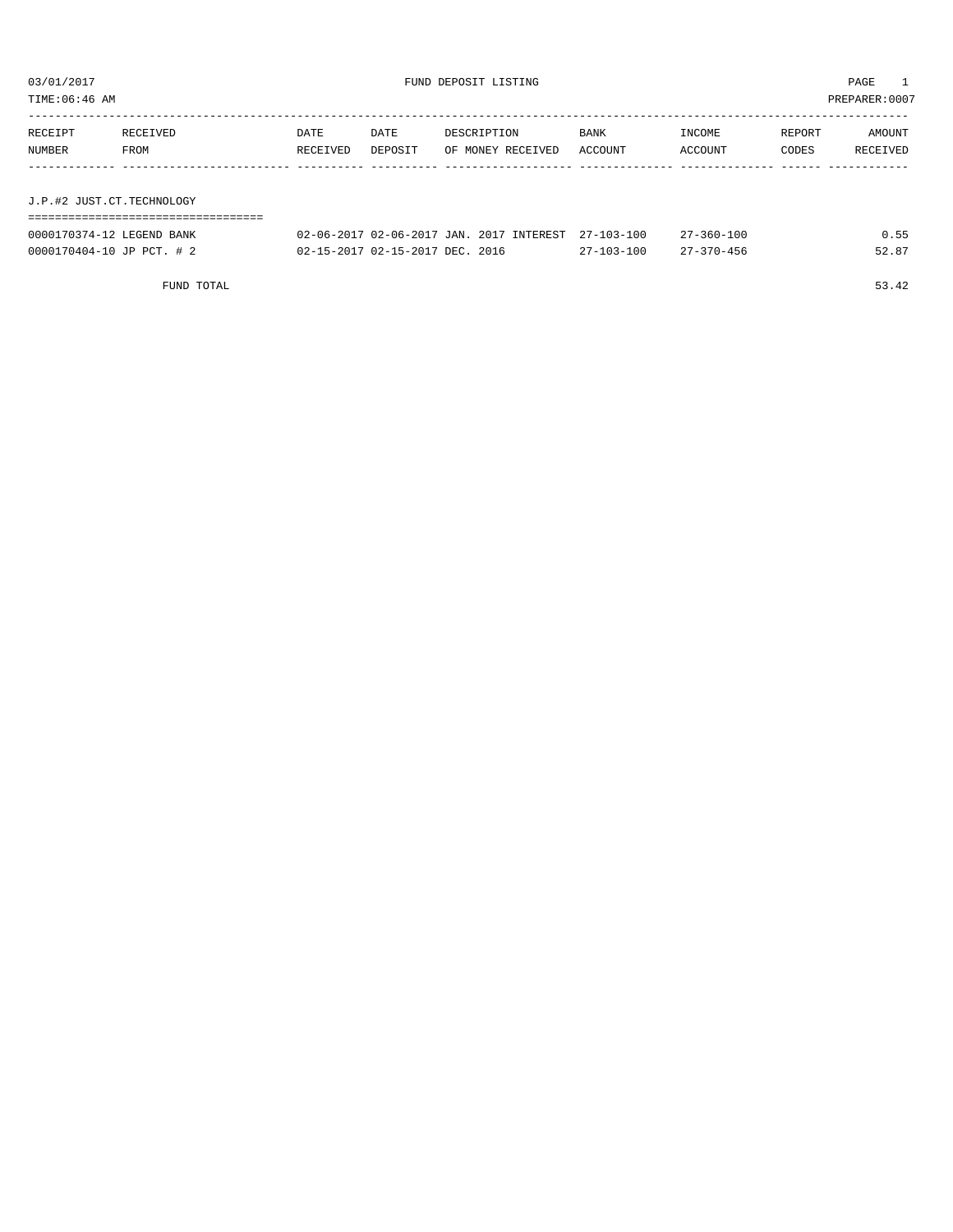03/01/2017 FUND DEPOSIT LISTING PAGE 1

TIME:06:46 AM PREPARER:0007

| RECEIPT NUMBER | RECEIVED FROM | DATE RECEIVED | DATE DEPOSIT | DESCRIPTION OF MONEY RECEIVED | BANK ACCOUNT | INCOME ACCOUNT | REPORT CODES | AMOUNT RECEIVED |
|---|---|---|---|---|---|---|---|---|
| **J.P.#2 JUST.CT.TECHNOLOGY** | | | | | | | | |
| 0000170374-12 | LEGEND BANK | 02-06-2017 | 02-06-2017 | JAN. 2017 INTEREST | 27-103-100 | 27-360-100 | | 0.55 |
| 0000170404-10 | JP PCT. # 2 | 02-15-2017 | 02-15-2017 | DEC. 2016 | 27-103-100 | 27-370-456 | | 52.87 |
| | FUND TOTAL | | | | | | | 53.42 |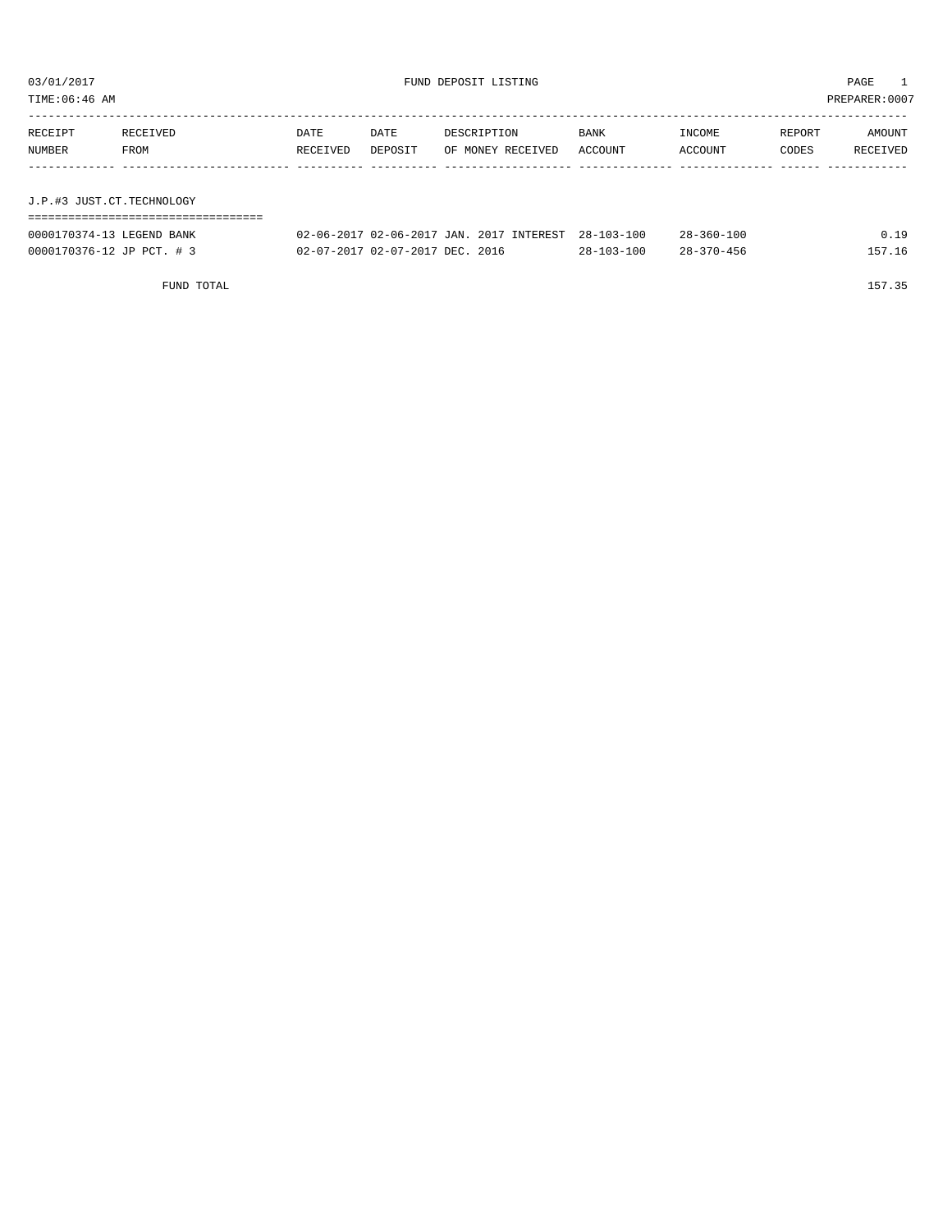03/01/2017 FUND DEPOSIT LISTING PAGE 1

TIME:06:46 AM PREPARER:0007

| RECEIPT NUMBER | RECEIVED FROM | DATE RECEIVED | DATE DEPOSIT | DESCRIPTION OF MONEY RECEIVED | BANK ACCOUNT | INCOME ACCOUNT | REPORT CODES | AMOUNT RECEIVED |
|---|---|---|---|---|---|---|---|---|
| **J.P.#3 JUST.CT.TECHNOLOGY** | | | | | | | | |
| 0000170374-13 | LEGEND BANK | 02-06-2017 | 02-06-2017 | JAN. 2017 INTEREST | 28-103-100 | 28-360-100 | | 0.19 |
| 0000170376-12 | JP PCT. # 3 | 02-07-2017 | 02-07-2017 | DEC. 2016 | 28-103-100 | 28-370-456 | | 157.16 |
| | FUND TOTAL | | | | | | | 157.35 |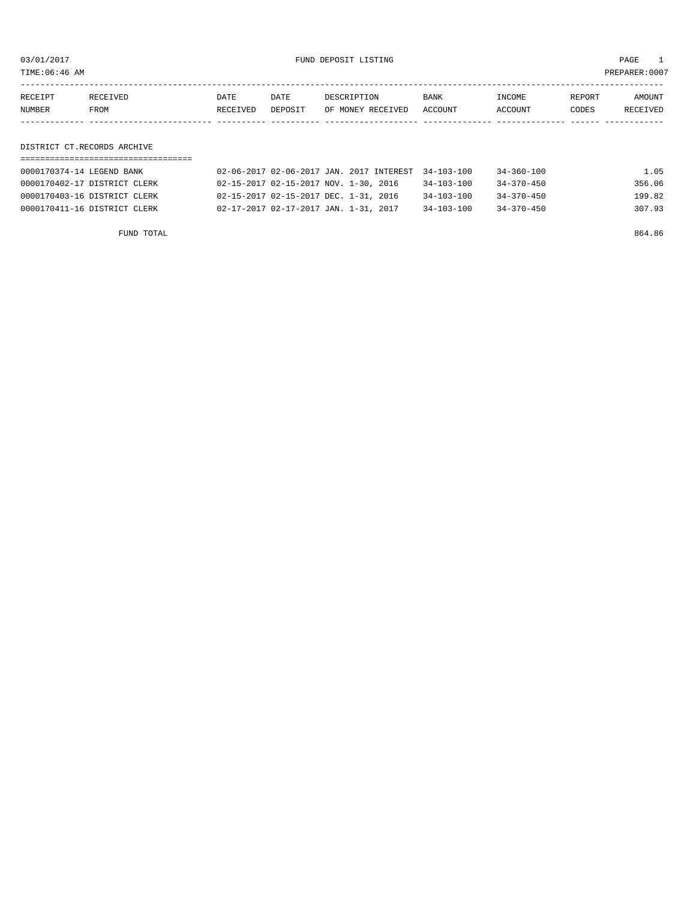03/01/2017 FUND DEPOSIT LISTING

TIME:06:46 AM PREPARER:0007

| RECEIPT NUMBER | RECEIVED FROM | DATE RECEIVED | DATE DEPOSIT | DESCRIPTION OF MONEY RECEIVED | BANK ACCOUNT | INCOME ACCOUNT | REPORT CODES | AMOUNT RECEIVED |
|---|---|---|---|---|---|---|---|---|

DISTRICT CT.RECORDS ARCHIVE

| RECEIPT NUMBER | RECEIVED FROM | DATE RECEIVED | DATE DEPOSIT | DESCRIPTION OF MONEY RECEIVED | BANK ACCOUNT | INCOME ACCOUNT | REPORT CODES | AMOUNT RECEIVED |
|---|---|---|---|---|---|---|---|---|
| 0000170374-14 | LEGEND BANK | 02-06-2017 | 02-06-2017 | JAN. 2017 INTEREST | 34-103-100 | 34-360-100 | | 1.05 |
| 0000170402-17 | DISTRICT CLERK | 02-15-2017 | 02-15-2017 | NOV. 1-30, 2016 | 34-103-100 | 34-370-450 | | 356.06 |
| 0000170403-16 | DISTRICT CLERK | 02-15-2017 | 02-15-2017 | DEC. 1-31, 2016 | 34-103-100 | 34-370-450 | | 199.82 |
| 0000170411-16 | DISTRICT CLERK | 02-17-2017 | 02-17-2017 | JAN. 1-31, 2017 | 34-103-100 | 34-370-450 | | 307.93 |

FUND TOTAL 864.86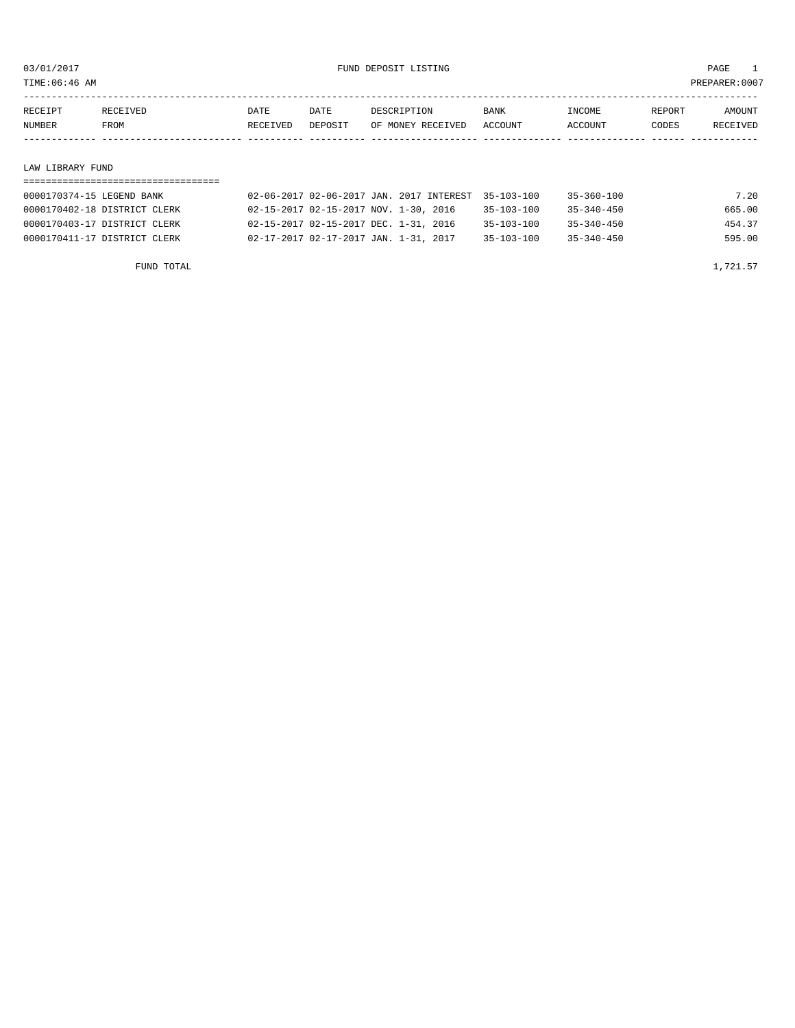03/01/2017 FUND DEPOSIT LISTING

TIME:06:46 AM PREPARER:0007

| RECEIPT NUMBER | RECEIVED FROM | DATE RECEIVED | DATE DEPOSIT | DESCRIPTION OF MONEY RECEIVED | BANK ACCOUNT | INCOME ACCOUNT | REPORT CODES | AMOUNT RECEIVED |
|---|---|---|---|---|---|---|---|---|
| **LAW LIBRARY FUND** | | | | | | | | |
| 0000170374-15 | LEGEND BANK | 02-06-2017 | 02-06-2017 | JAN. 2017 INTEREST | 35-103-100 | 35-360-100 | | 7.20 |
| 0000170402-18 | DISTRICT CLERK | 02-15-2017 | 02-15-2017 | NOV. 1-30, 2016 | 35-103-100 | 35-340-450 | | 665.00 |
| 0000170403-17 | DISTRICT CLERK | 02-15-2017 | 02-15-2017 | DEC. 1-31, 2016 | 35-103-100 | 35-340-450 | | 454.37 |
| 0000170411-17 | DISTRICT CLERK | 02-17-2017 | 02-17-2017 | JAN. 1-31, 2017 | 35-103-100 | 35-340-450 | | 595.00 |
| | FUND TOTAL | | | | | | | 1,721.57 |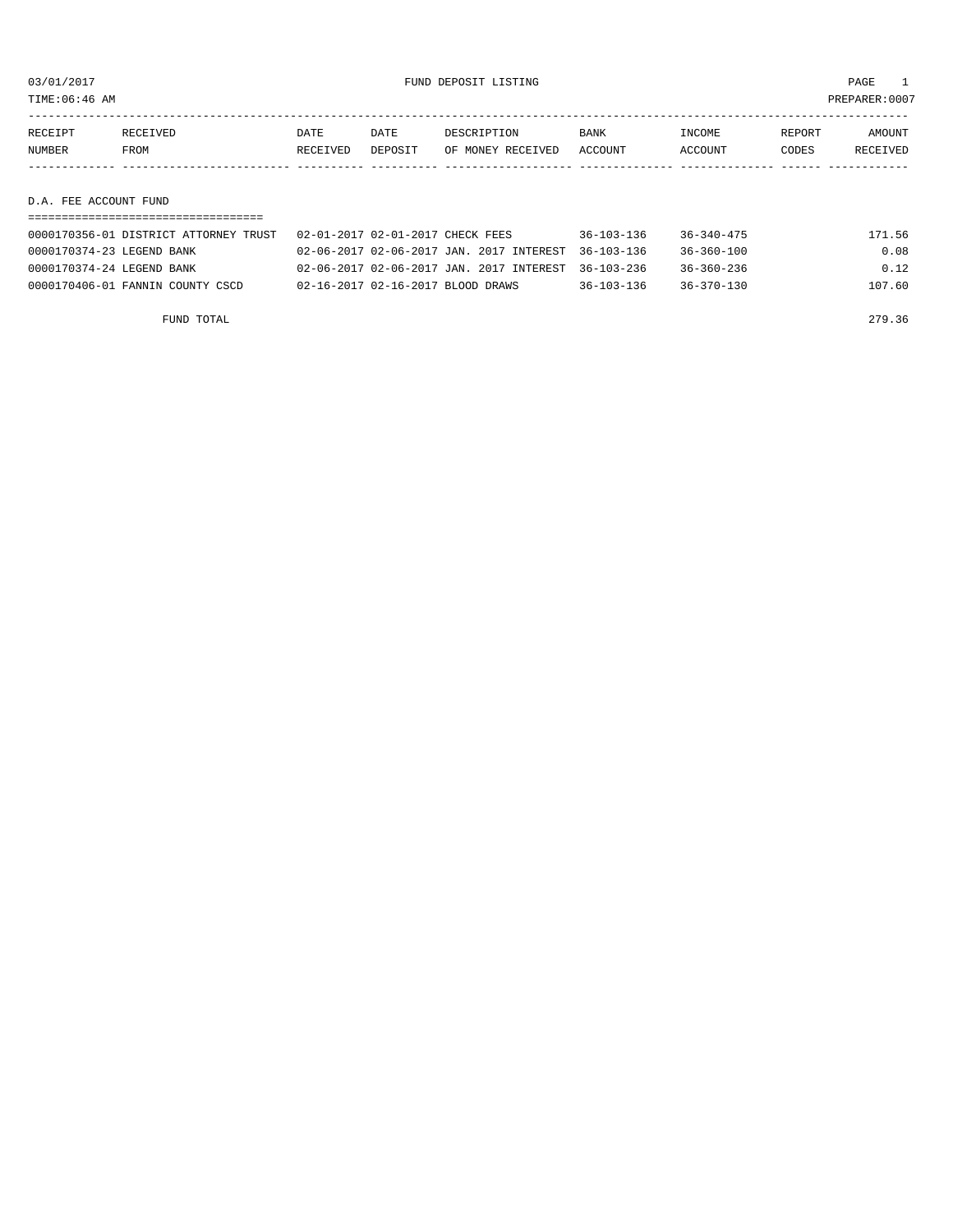03/01/2017 FUND DEPOSIT LISTING PAGE 1

TIME:06:46 AM PREPARER:0007

| RECEIPT NUMBER | RECEIVED FROM | DATE RECEIVED | DATE DEPOSIT | DESCRIPTION OF MONEY RECEIVED | BANK ACCOUNT | INCOME ACCOUNT | REPORT CODES | AMOUNT RECEIVED |
|---|---|---|---|---|---|---|---|---|

## D.A. FEE ACCOUNT FUND

| RECEIPT NUMBER | RECEIVED FROM | DATE RECEIVED | DATE DEPOSIT | DESCRIPTION OF MONEY RECEIVED | BANK ACCOUNT | INCOME ACCOUNT | REPORT CODES | AMOUNT RECEIVED |
|---|---|---|---|---|---|---|---|---|
| 0000170356-01 | DISTRICT ATTORNEY TRUST | 02-01-2017 | 02-01-2017 | CHECK FEES | 36-103-136 | 36-340-475 | | 171.56 |
| 0000170374-23 | LEGEND BANK | 02-06-2017 | 02-06-2017 | JAN. 2017 INTEREST | 36-103-136 | 36-360-100 | | 0.08 |
| 0000170374-24 | LEGEND BANK | 02-06-2017 | 02-06-2017 | JAN. 2017 INTEREST | 36-103-236 | 36-360-236 | | 0.12 |
| 0000170406-01 | FANNIN COUNTY CSCD | 02-16-2017 | 02-16-2017 | BLOOD DRAWS | 36-103-136 | 36-370-130 | | 107.60 |
| | FUND TOTAL | | | | | | | 279.36 |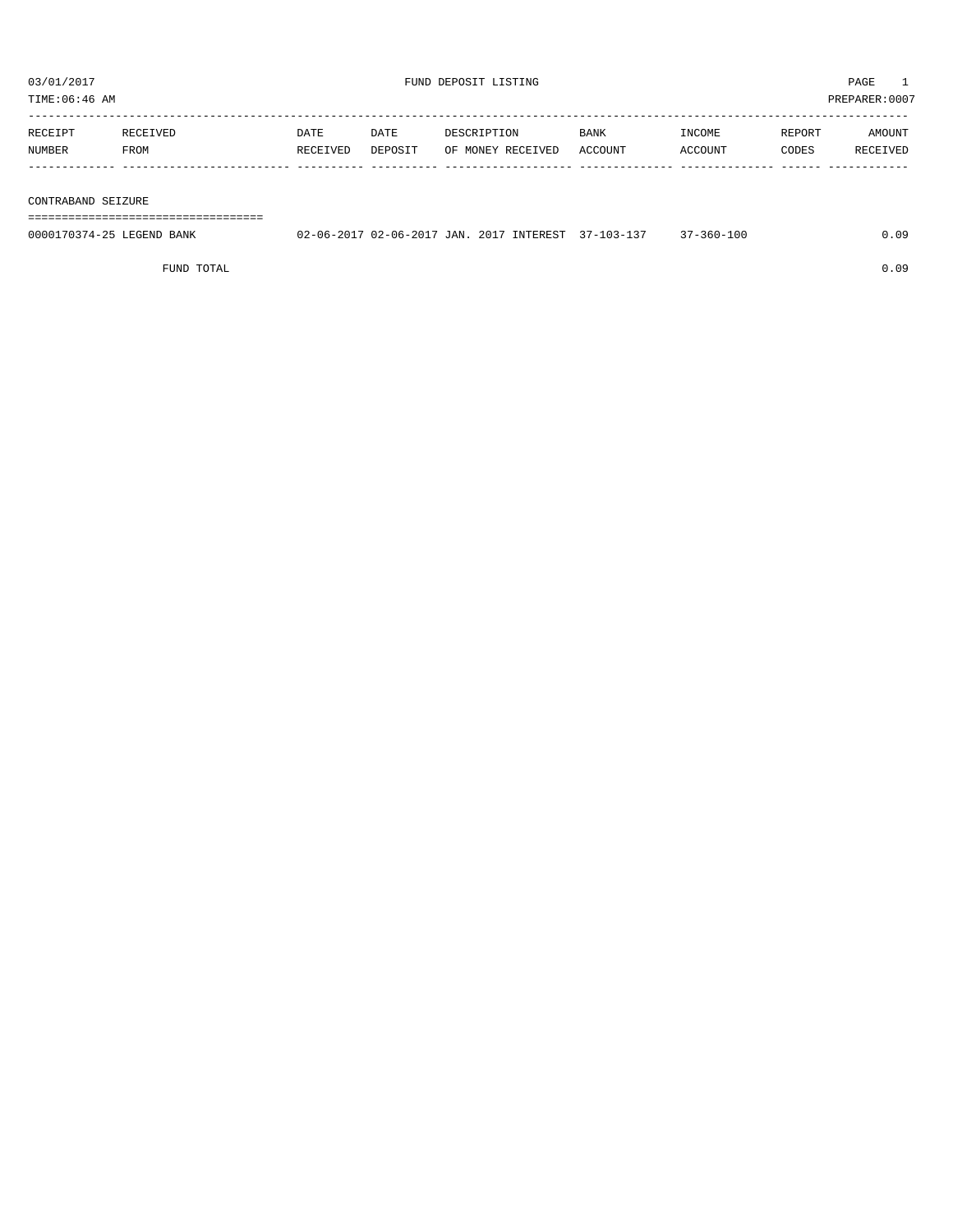03/01/2017 FUND DEPOSIT LISTING

TIME:06:46 AM PREPARER:0007

| RECEIPT NUMBER | RECEIVED FROM | DATE RECEIVED | DATE DEPOSIT | DESCRIPTION OF MONEY RECEIVED | BANK ACCOUNT | INCOME ACCOUNT | REPORT CODES | AMOUNT RECEIVED |
|---|---|---|---|---|---|---|---|---|
| **CONTRABAND SEIZURE** | | | | | | | | |
| 0000170374-25 | LEGEND BANK | 02-06-2017 | 02-06-2017 | JAN. 2017 INTEREST | 37-103-137 | 37-360-100 | | 0.09 |
| | FUND TOTAL | | | | | | | 0.09 |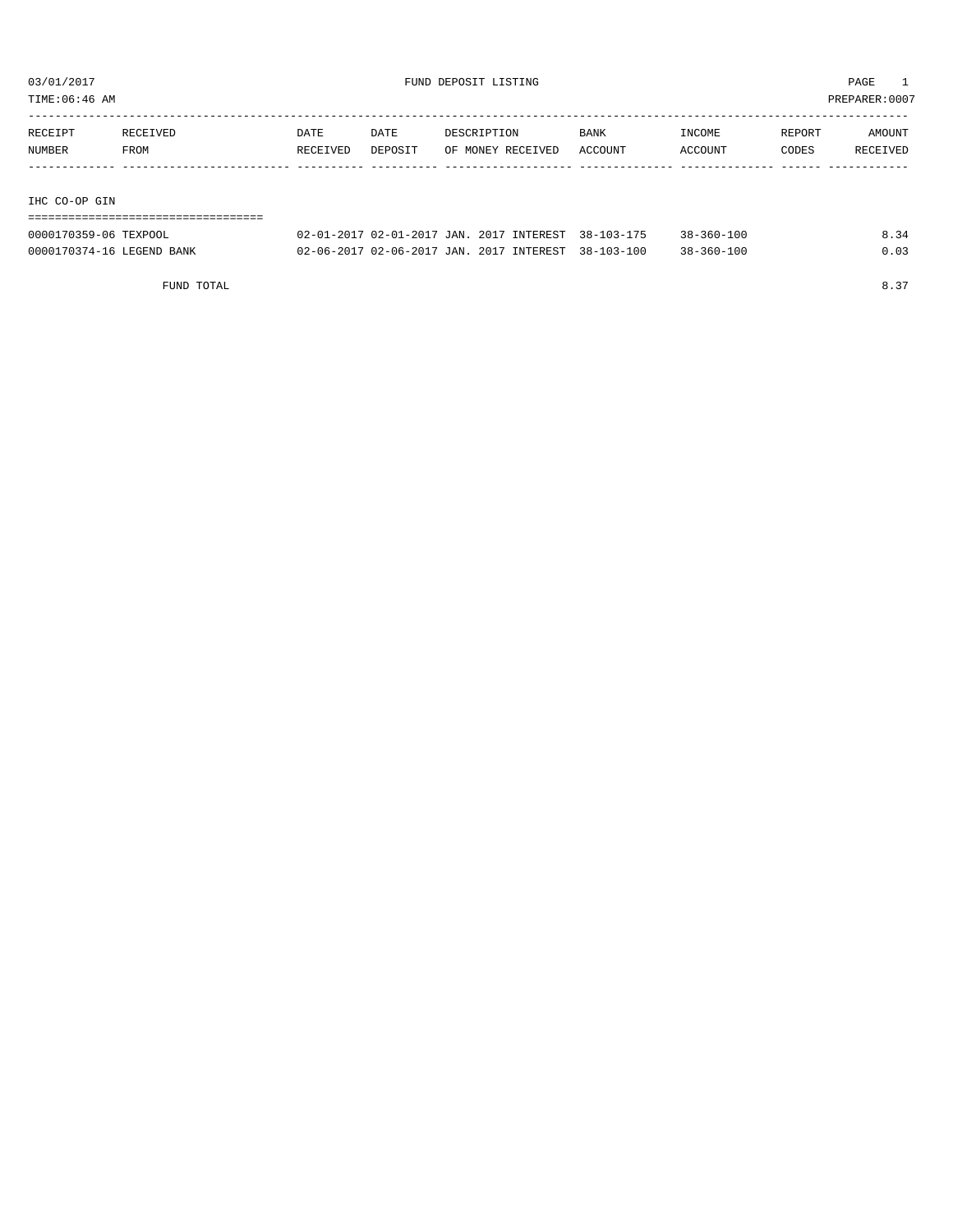03/01/2017 FUND DEPOSIT LISTING

TIME:06:46 AM PREPARER:0007

| RECEIPT NUMBER | RECEIVED FROM | DATE RECEIVED | DATE DEPOSIT | DESCRIPTION OF MONEY RECEIVED | BANK ACCOUNT | INCOME ACCOUNT | REPORT CODES | AMOUNT RECEIVED |
|---|---|---|---|---|---|---|---|---|
| **IHC CO-OP GIN** | | | | | | | | |
| 0000170359-06 | TEXPOOL | 02-01-2017 | 02-01-2017 | JAN. 2017 INTEREST | 38-103-175 | 38-360-100 | | 8.34 |
| 0000170374-16 | LEGEND BANK | 02-06-2017 | 02-06-2017 | JAN. 2017 INTEREST | 38-103-100 | 38-360-100 | | 0.03 |
| | FUND TOTAL | | | | | | | 8.37 |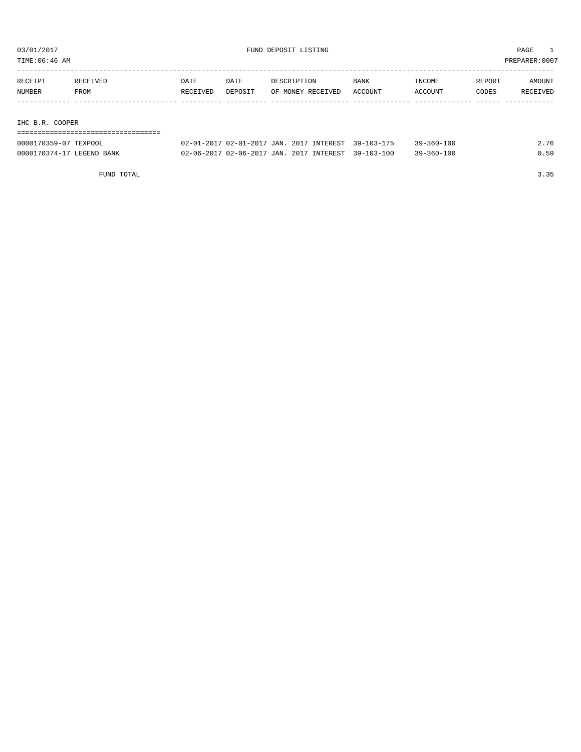FUND DEPOSIT LISTING

03/01/2017
TIME:06:46 AM
PREPARER:0007

| RECEIPT NUMBER | RECEIVED FROM | DATE RECEIVED | DATE DEPOSIT | DESCRIPTION OF MONEY RECEIVED | BANK ACCOUNT | INCOME ACCOUNT | REPORT CODES | AMOUNT RECEIVED |
|---|---|---|---|---|---|---|---|---|
| **IHC B.R. COOPER** | | | | | | | | |
| 0000170359-07 | TEXPOOL | 02-01-2017 | 02-01-2017 | JAN. 2017 INTEREST | 39-103-175 | 39-360-100 | | 2.76 |
| 0000170374-17 | LEGEND BANK | 02-06-2017 | 02-06-2017 | JAN. 2017 INTEREST | 39-103-100 | 39-360-100 | | 0.59 |
| | FUND TOTAL | | | | | | | 3.35 |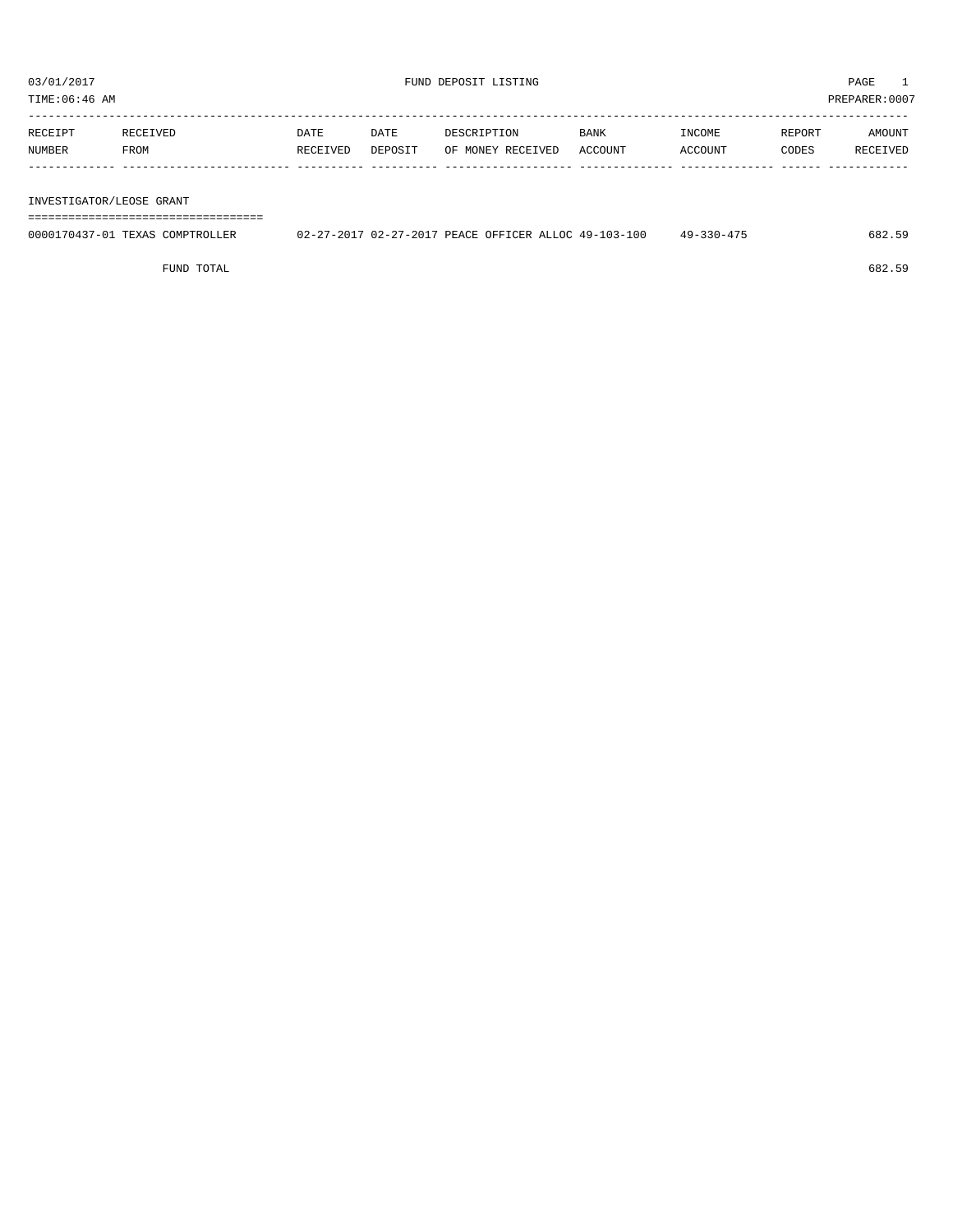03/01/2017 FUND DEPOSIT LISTING PAGE 1

TIME:06:46 AM PREPARER:0007

| RECEIPT NUMBER | RECEIVED FROM | DATE RECEIVED | DATE DEPOSIT | DESCRIPTION OF MONEY RECEIVED | BANK ACCOUNT | INCOME ACCOUNT | REPORT CODES | AMOUNT RECEIVED |
|---|---|---|---|---|---|---|---|---|
| INVESTIGATOR/LEOSE GRANT | | | | | | | | |
| 0000170437-01 | TEXAS COMPTROLLER | 02-27-2017 | 02-27-2017 | PEACE OFFICER ALLOC | 49-103-100 | 49-330-475 | | 682.59 |
| | FUND TOTAL | | | | | | | 682.59 |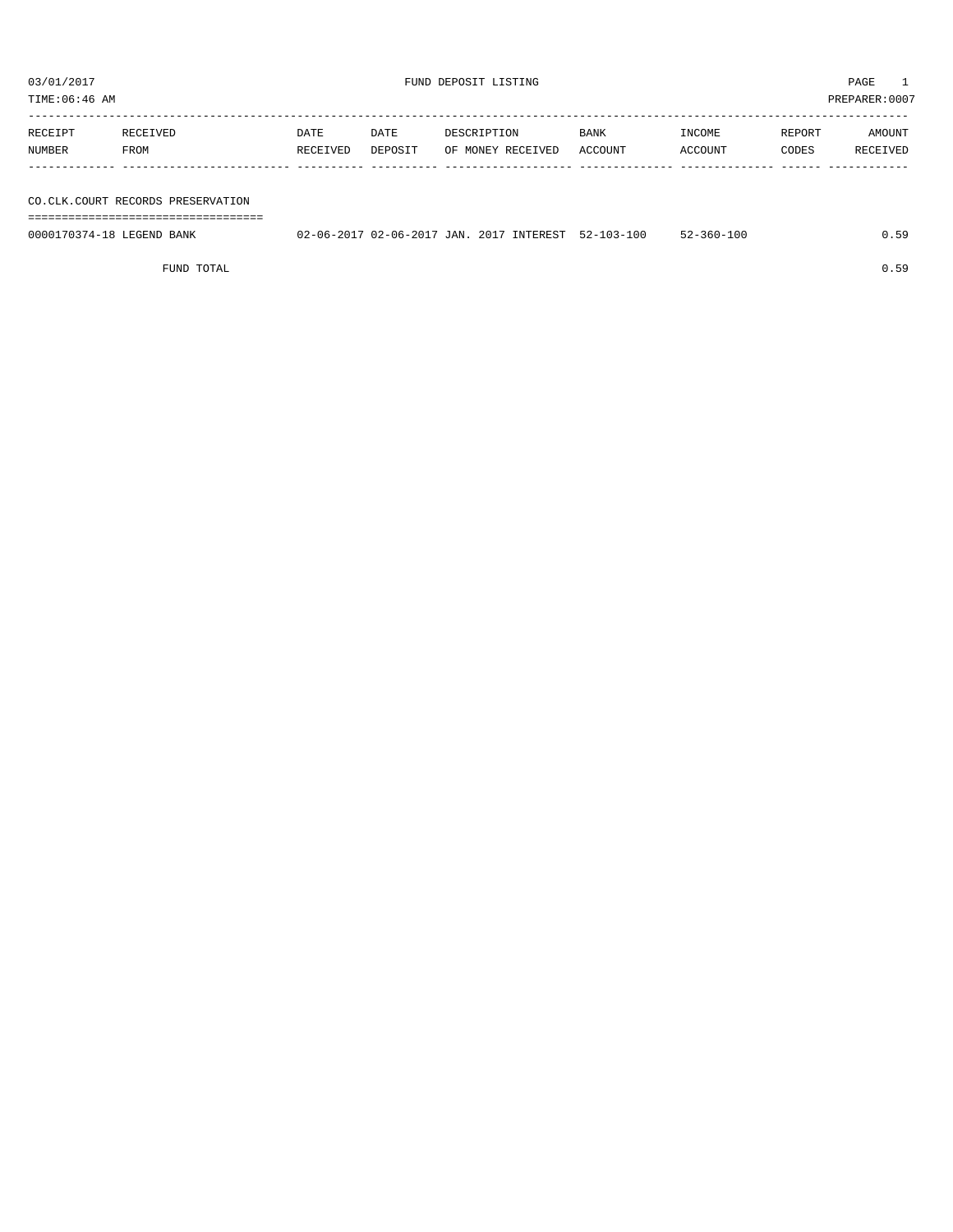03/01/2017 FUND DEPOSIT LISTING PAGE 1

TIME:06:46 AM PREPARER:0007

| RECEIPT NUMBER | RECEIVED FROM | DATE RECEIVED | DATE DEPOSIT | DESCRIPTION OF MONEY RECEIVED | BANK ACCOUNT | INCOME ACCOUNT | REPORT CODES | AMOUNT RECEIVED |
|---|---|---|---|---|---|---|---|---|
| **CO.CLK.COURT RECORDS PRESERVATION** | | | | | | | | |
| 0000170374-18 | LEGEND BANK | 02-06-2017 | 02-06-2017 | JAN. 2017 INTEREST | 52-103-100 | 52-360-100 | | 0.59 |
| | FUND TOTAL | | | | | | | 0.59 |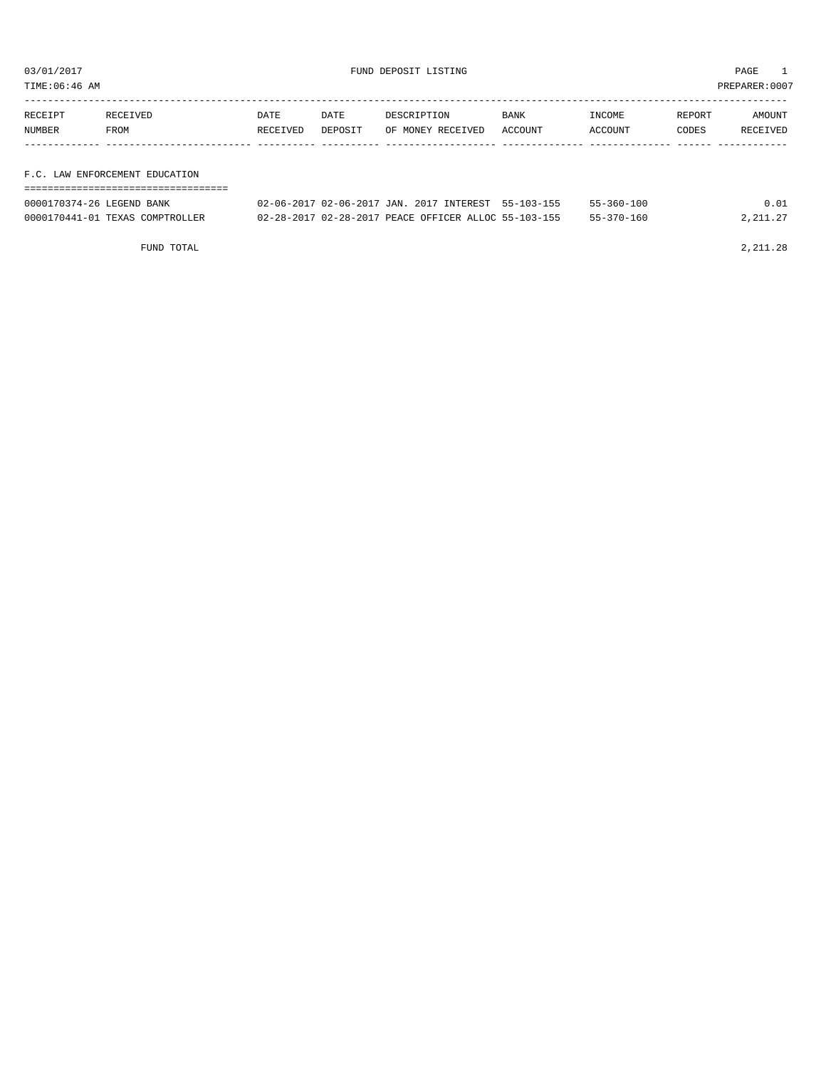03/01/2017 FUND DEPOSIT LISTING PAGE 1

TIME:06:46 AM PREPARER:0007

| RECEIPT NUMBER | RECEIVED FROM | DATE RECEIVED | DATE DEPOSIT | DESCRIPTION OF MONEY RECEIVED | BANK ACCOUNT | INCOME ACCOUNT | REPORT CODES | AMOUNT RECEIVED |
|---|---|---|---|---|---|---|---|---|
| **F.C. LAW ENFORCEMENT EDUCATION** | | | | | | | | |
| 0000170374-26 | LEGEND BANK | 02-06-2017 | 02-06-2017 | JAN. 2017 INTEREST | 55-103-155 | 55-360-100 | | 0.01 |
| 0000170441-01 | TEXAS COMPTROLLER | 02-28-2017 | 02-28-2017 | PEACE OFFICER ALLOC | 55-103-155 | 55-370-160 | | 2,211.27 |
| | FUND TOTAL | | | | | | | 2,211.28 |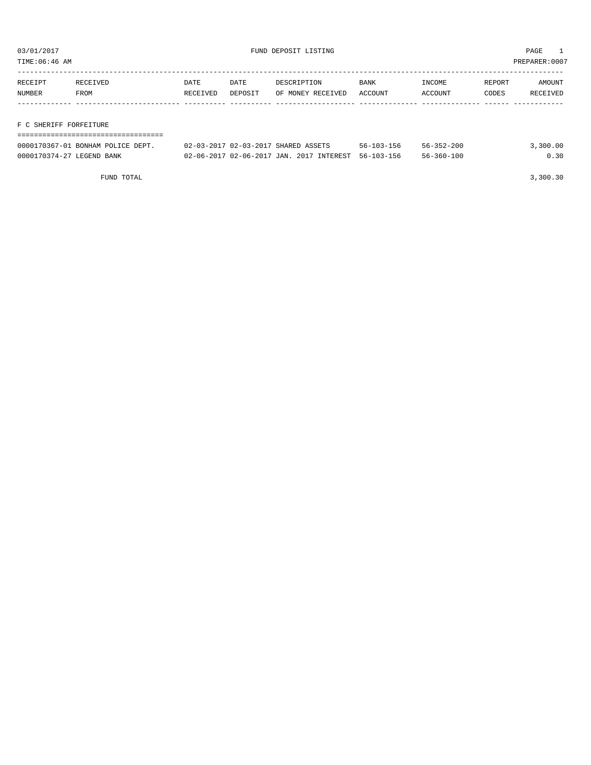03/01/2017 FUND DEPOSIT LISTING

TIME:06:46 AM PREPARER:0007

| RECEIPT NUMBER | RECEIVED FROM | DATE RECEIVED | DATE DEPOSIT | DESCRIPTION OF MONEY RECEIVED | BANK ACCOUNT | INCOME ACCOUNT | REPORT CODES | AMOUNT RECEIVED |
|---|---|---|---|---|---|---|---|---|
| **F C SHERIFF FORFEITURE** | | | | | | | | |
| 0000170367-01 | BONHAM POLICE DEPT. | 02-03-2017 | 02-03-2017 | SHARED ASSETS | 56-103-156 | 56-352-200 | | 3,300.00 |
| 0000170374-27 | LEGEND BANK | 02-06-2017 | 02-06-2017 | JAN. 2017 INTEREST | 56-103-156 | 56-360-100 | | 0.30 |
| | FUND TOTAL | | | | | | | 3,300.30 |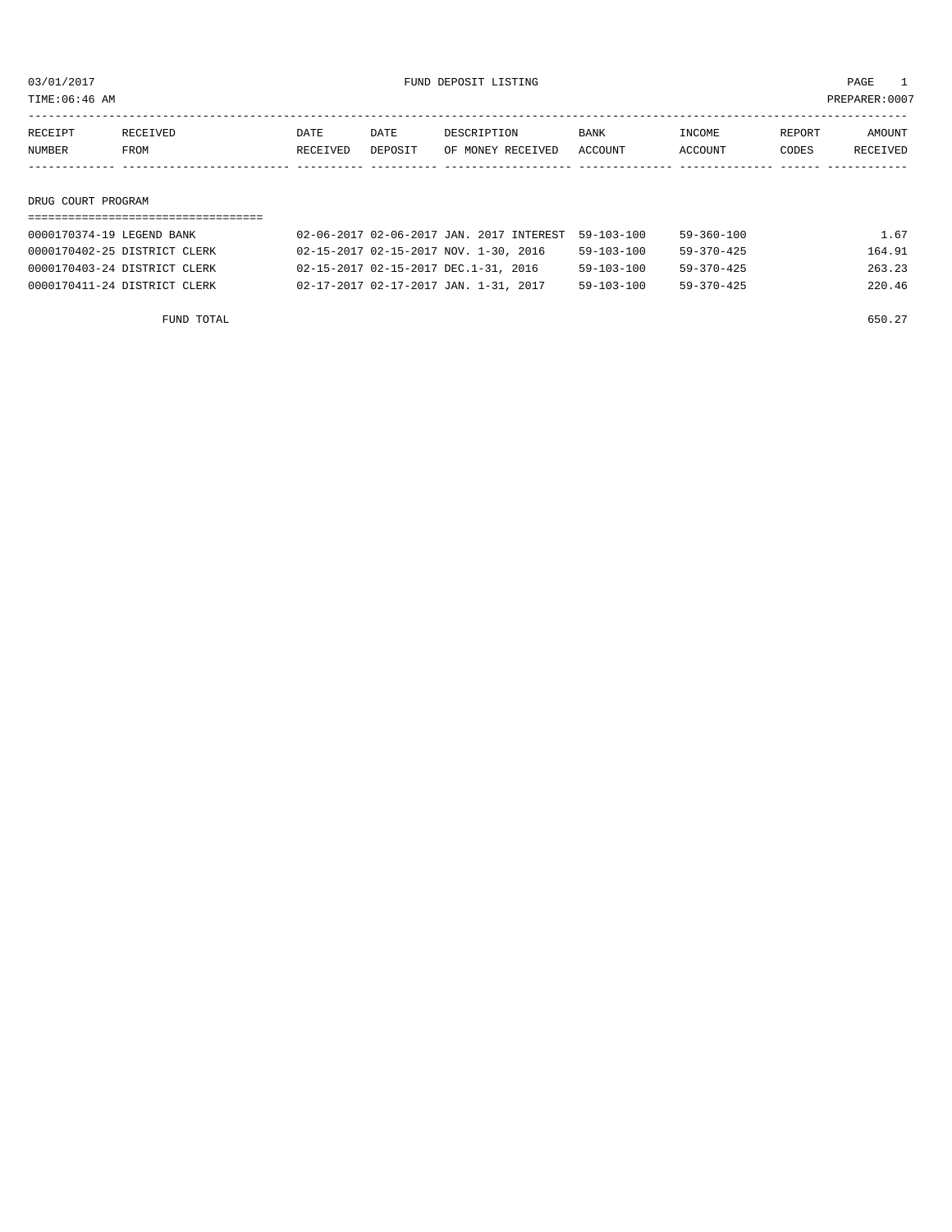03/01/2017 FUND DEPOSIT LISTING

TIME:06:46 AM PREPARER:0007

| RECEIPT NUMBER | RECEIVED FROM | DATE RECEIVED | DATE DEPOSIT | DESCRIPTION OF MONEY RECEIVED | BANK ACCOUNT | INCOME ACCOUNT | REPORT CODES | AMOUNT RECEIVED |
|---|---|---|---|---|---|---|---|---|
| **DRUG COURT PROGRAM** | | | | | | | | |
| 0000170374-19 | LEGEND BANK | 02-06-2017 | 02-06-2017 | JAN. 2017 INTEREST | 59-103-100 | 59-360-100 | | 1.67 |
| 0000170402-25 | DISTRICT CLERK | 02-15-2017 | 02-15-2017 | NOV. 1-30, 2016 | 59-103-100 | 59-370-425 | | 164.91 |
| 0000170403-24 | DISTRICT CLERK | 02-15-2017 | 02-15-2017 | DEC.1-31, 2016 | 59-103-100 | 59-370-425 | | 263.23 |
| 0000170411-24 | DISTRICT CLERK | 02-17-2017 | 02-17-2017 | JAN. 1-31, 2017 | 59-103-100 | 59-370-425 | | 220.46 |
| | FUND TOTAL | | | | | | | 650.27 |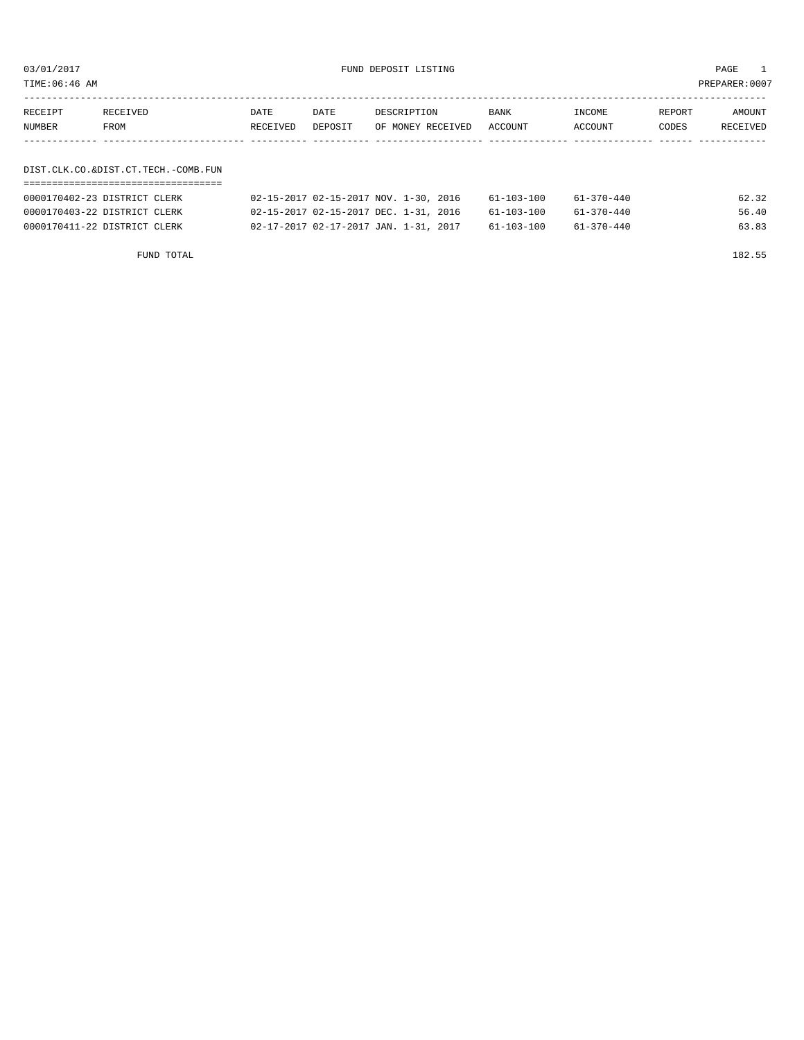03/01/2017 FUND DEPOSIT LISTING PAGE 1

TIME:06:46 AM PREPARER:0007

| RECEIPT NUMBER | RECEIVED FROM | DATE RECEIVED | DATE DEPOSIT | DESCRIPTION OF MONEY RECEIVED | BANK ACCOUNT | INCOME ACCOUNT | REPORT CODES | AMOUNT RECEIVED |
|---|---|---|---|---|---|---|---|---|

DIST.CLK.CO.&DIST.CT.TECH.-COMB.FUN

| RECEIPT NUMBER | RECEIVED FROM | DATE RECEIVED | DATE DEPOSIT | DESCRIPTION OF MONEY RECEIVED | BANK ACCOUNT | INCOME ACCOUNT | REPORT CODES | AMOUNT RECEIVED |
|---|---|---|---|---|---|---|---|---|
| 0000170402-23 | DISTRICT CLERK | 02-15-2017 | 02-15-2017 | NOV. 1-30, 2016 | 61-103-100 | 61-370-440 | | 62.32 |
| 0000170403-22 | DISTRICT CLERK | 02-15-2017 | 02-15-2017 | DEC. 1-31, 2016 | 61-103-100 | 61-370-440 | | 56.40 |
| 0000170411-22 | DISTRICT CLERK | 02-17-2017 | 02-17-2017 | JAN. 1-31, 2017 | 61-103-100 | 61-370-440 | | 63.83 |

FUND TOTAL 182.55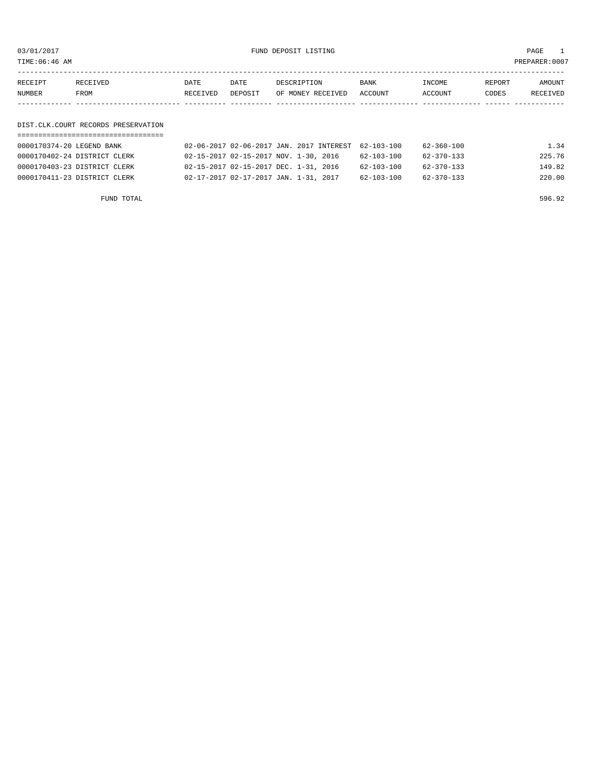03/01/2017 FUND DEPOSIT LISTING

TIME:06:46 AM PREPARER:0007

| RECEIPT NUMBER | RECEIVED FROM | DATE RECEIVED | DATE DEPOSIT | DESCRIPTION OF MONEY RECEIVED | BANK ACCOUNT | INCOME ACCOUNT | REPORT CODES | AMOUNT RECEIVED |
|---|---|---|---|---|---|---|---|---|

## DIST.CLK.COURT RECORDS PRESERVATION

| RECEIPT NUMBER | RECEIVED FROM | DATE RECEIVED | DATE DEPOSIT | DESCRIPTION OF MONEY RECEIVED | BANK ACCOUNT | INCOME ACCOUNT | REPORT CODES | AMOUNT RECEIVED |
|---|---|---|---|---|---|---|---|---|
| 0000170374-20 | LEGEND BANK | 02-06-2017 | 02-06-2017 | JAN. 2017 INTEREST | 62-103-100 | 62-360-100 | | 1.34 |
| 0000170402-24 | DISTRICT CLERK | 02-15-2017 | 02-15-2017 | NOV. 1-30, 2016 | 62-103-100 | 62-370-133 | | 225.76 |
| 0000170403-23 | DISTRICT CLERK | 02-15-2017 | 02-15-2017 | DEC. 1-31, 2016 | 62-103-100 | 62-370-133 | | 149.82 |
| 0000170411-23 | DISTRICT CLERK | 02-17-2017 | 02-17-2017 | JAN. 1-31, 2017 | 62-103-100 | 62-370-133 | | 220.00 |

FUND TOTAL 596.92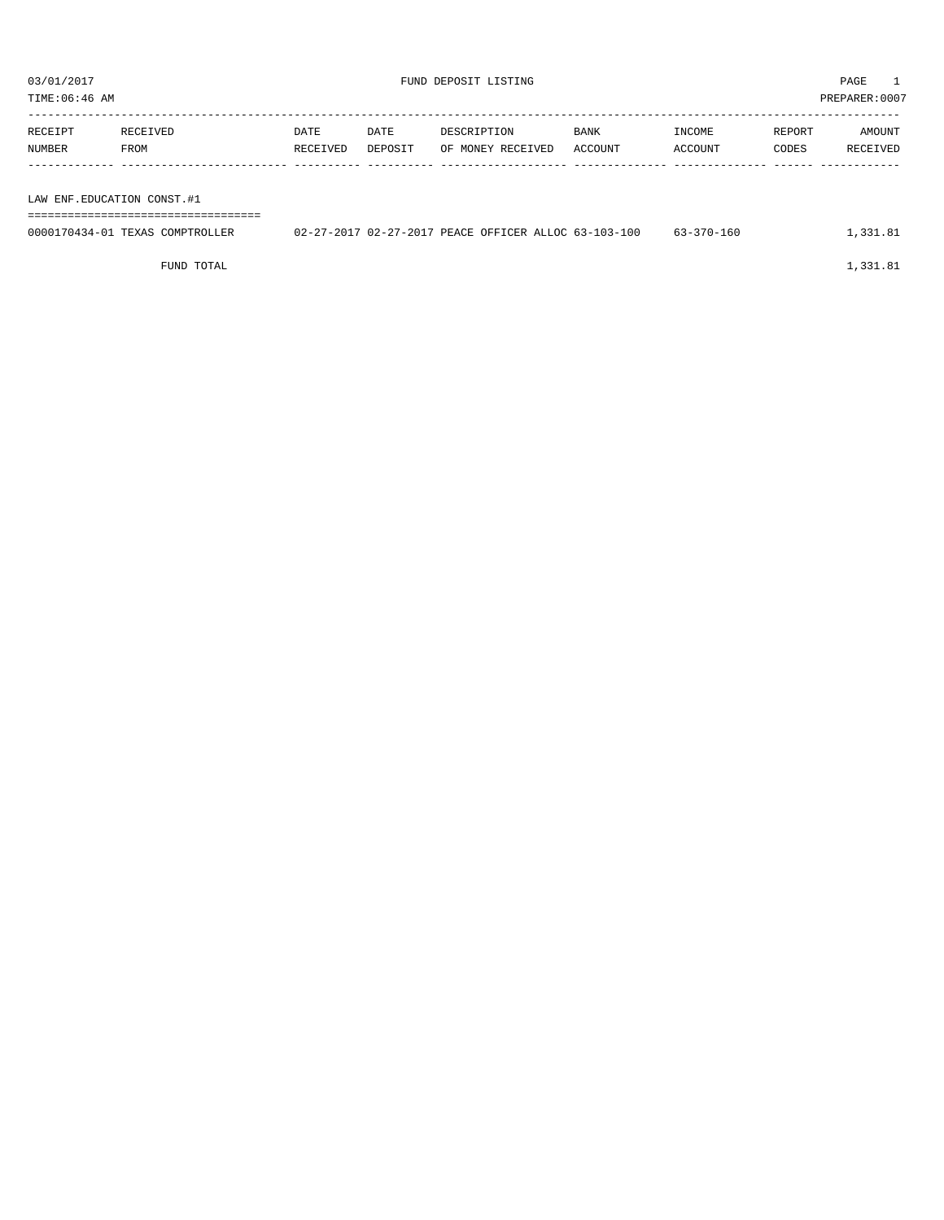03/01/2017 FUND DEPOSIT LISTING

TIME:06:46 AM PREPARER:0007

| RECEIPT NUMBER | RECEIVED FROM | DATE RECEIVED | DATE DEPOSIT | DESCRIPTION OF MONEY RECEIVED | BANK ACCOUNT | INCOME ACCOUNT | REPORT CODES | AMOUNT RECEIVED |
|---|---|---|---|---|---|---|---|---|
| **LAW ENF.EDUCATION CONST.#1** | | | | | | | | |
| 0000170434-01 | TEXAS COMPTROLLER | 02-27-2017 | 02-27-2017 | PEACE OFFICER ALLOC | 63-103-100 | 63-370-160 | | 1,331.81 |
| | FUND TOTAL | | | | | | | 1,331.81 |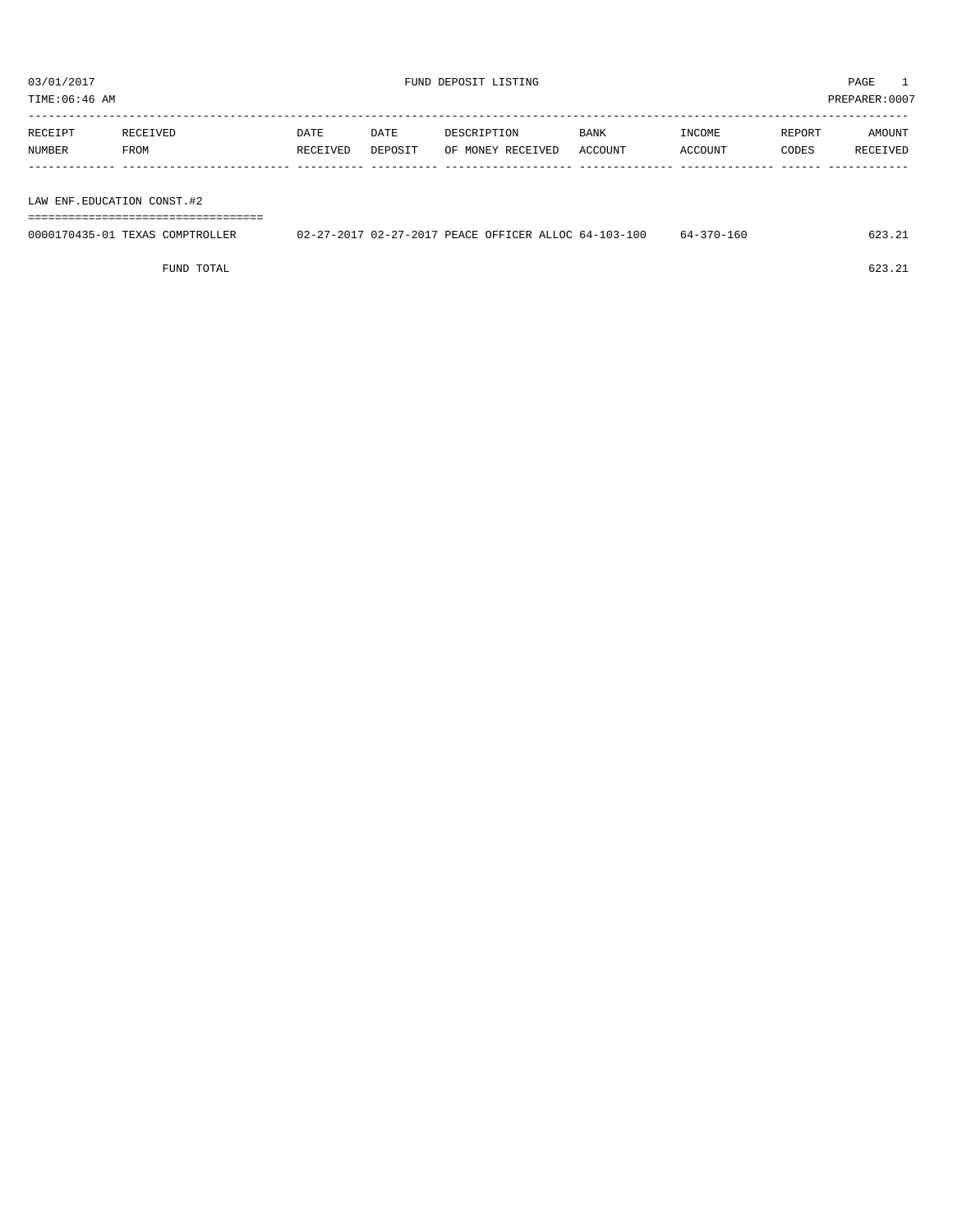03/01/2017 FUND DEPOSIT LISTING PAGE 1

TIME:06:46 AM PREPARER:0007

| RECEIPT NUMBER | RECEIVED FROM | DATE RECEIVED | DATE DEPOSIT | DESCRIPTION OF MONEY RECEIVED | BANK ACCOUNT | INCOME ACCOUNT | REPORT CODES | AMOUNT RECEIVED |
|---|---|---|---|---|---|---|---|---|
| LAW ENF.EDUCATION CONST.#2 | | | | | | | | |
| 0000170435-01 | TEXAS COMPTROLLER | 02-27-2017 | 02-27-2017 | PEACE OFFICER ALLOC | 64-103-100 | 64-370-160 | | 623.21 |
| | FUND TOTAL | | | | | | | 623.21 |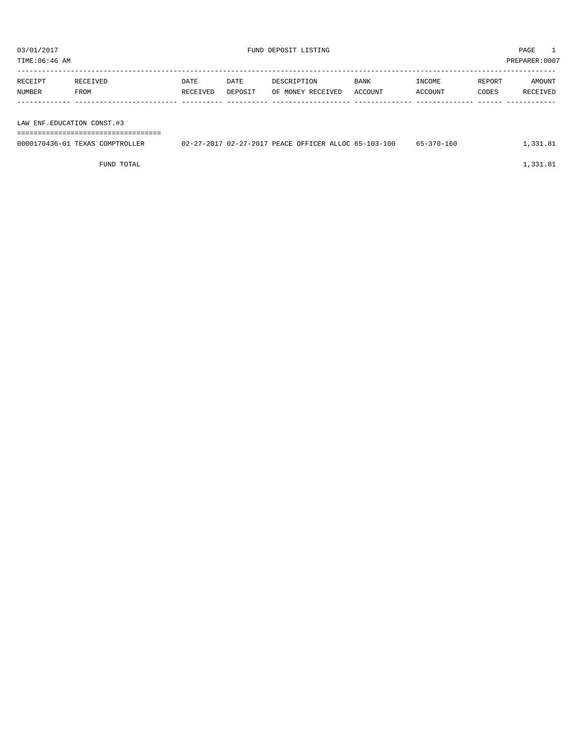03/01/2017 FUND DEPOSIT LISTING

TIME:06:46 AM PREPARER:0007

| RECEIPT NUMBER | RECEIVED FROM | DATE RECEIVED | DATE DEPOSIT | DESCRIPTION OF MONEY RECEIVED | BANK ACCOUNT | INCOME ACCOUNT | REPORT CODES | AMOUNT RECEIVED |
|---|---|---|---|---|---|---|---|---|
| LAW ENF.EDUCATION CONST.#3 | | | | | | | | |
| 0000170436-01 | TEXAS COMPTROLLER | 02-27-2017 | 02-27-2017 | PEACE OFFICER ALLOC | 65-103-100 | 65-370-160 | | 1,331.81 |
| | FUND TOTAL | | | | | | | 1,331.81 |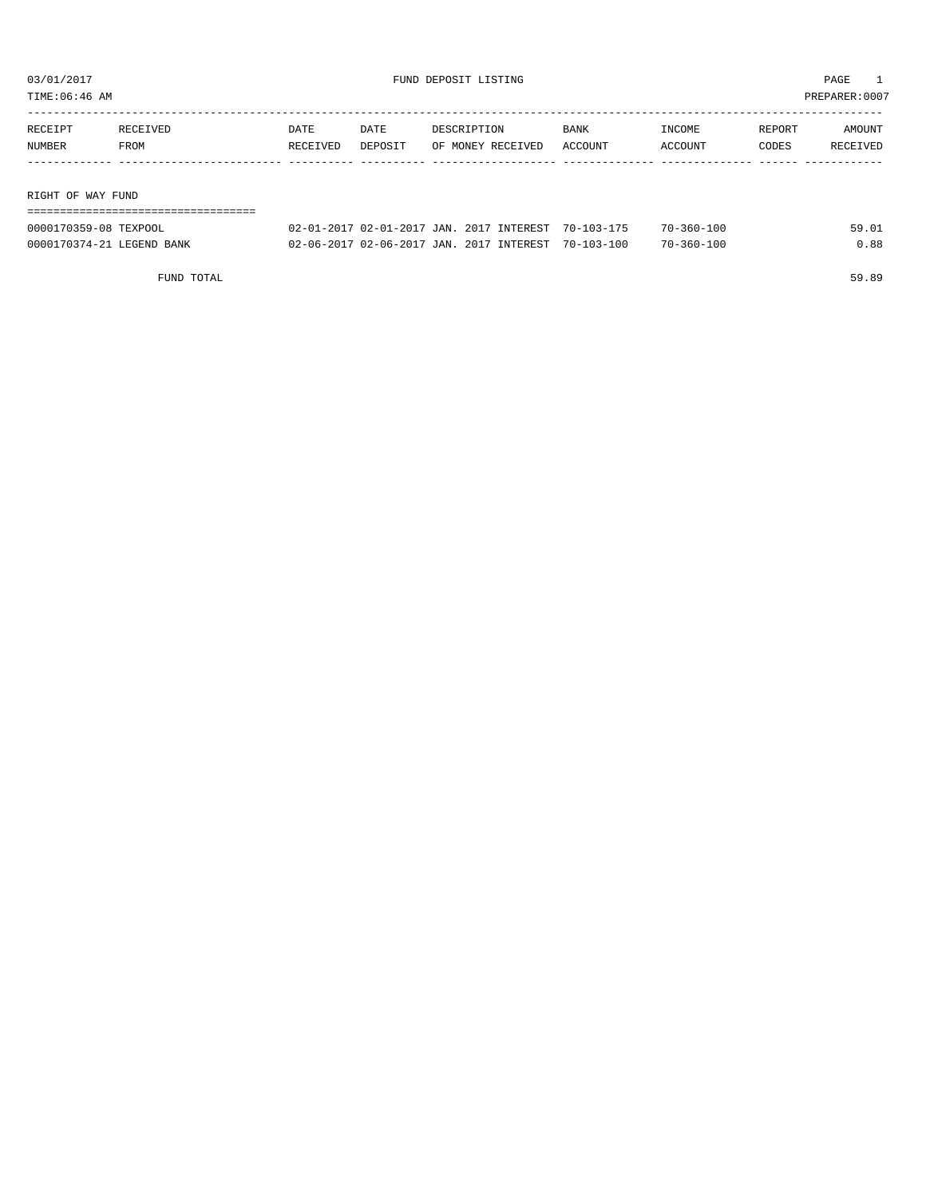# FUND DEPOSIT LISTING

03/01/2017
TIME:06:46 AM
PREPARER:0007

| RECEIPT NUMBER | RECEIVED FROM | DATE RECEIVED | DATE DEPOSIT | DESCRIPTION OF MONEY RECEIVED | BANK ACCOUNT | INCOME ACCOUNT | REPORT CODES | AMOUNT RECEIVED |
|---|---|---|---|---|---|---|---|---|

## RIGHT OF WAY FUND

| RECEIPT NUMBER | RECEIVED FROM | DATE RECEIVED | DATE DEPOSIT | DESCRIPTION OF MONEY RECEIVED | BANK ACCOUNT | INCOME ACCOUNT | REPORT CODES | AMOUNT RECEIVED |
|---|---|---|---|---|---|---|---|---|
| 0000170359-08 | TEXPOOL | 02-01-2017 | 02-01-2017 | JAN. 2017 INTEREST | 70-103-175 | 70-360-100 | | 59.01 |
| 0000170374-21 | LEGEND BANK | 02-06-2017 | 02-06-2017 | JAN. 2017 INTEREST | 70-103-100 | 70-360-100 | | 0.88 |
| | FUND TOTAL | | | | | | | 59.89 |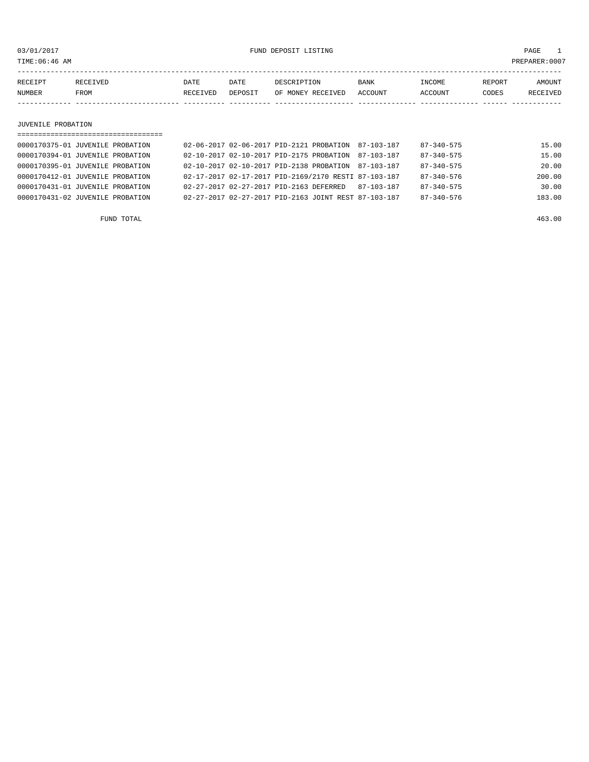03/01/2017 FUND DEPOSIT LISTING PAGE 1

TIME:06:46 AM PREPARER:0007

| RECEIPT NUMBER | RECEIVED FROM | DATE RECEIVED | DATE DEPOSIT | DESCRIPTION OF MONEY RECEIVED | BANK ACCOUNT | INCOME ACCOUNT | REPORT CODES | AMOUNT RECEIVED |
|---|---|---|---|---|---|---|---|---|
| **JUVENILE PROBATION** | | | | | | | | |
| 0000170375-01 | JUVENILE PROBATION | 02-06-2017 | 02-06-2017 | PID-2121 PROBATION | 87-103-187 | 87-340-575 | | 15.00 |
| 0000170394-01 | JUVENILE PROBATION | 02-10-2017 | 02-10-2017 | PID-2175 PROBATION | 87-103-187 | 87-340-575 | | 15.00 |
| 0000170395-01 | JUVENILE PROBATION | 02-10-2017 | 02-10-2017 | PID-2138 PROBATION | 87-103-187 | 87-340-575 | | 20.00 |
| 0000170412-01 | JUVENILE PROBATION | 02-17-2017 | 02-17-2017 | PID-2169/2170 RESTI | 87-103-187 | 87-340-576 | | 200.00 |
| 0000170431-01 | JUVENILE PROBATION | 02-27-2017 | 02-27-2017 | PID-2163 DEFERRED | 87-103-187 | 87-340-575 | | 30.00 |
| 0000170431-02 | JUVENILE PROBATION | 02-27-2017 | 02-27-2017 | PID-2163 JOINT REST | 87-103-187 | 87-340-576 | | 183.00 |
| | FUND TOTAL | | | | | | | 463.00 |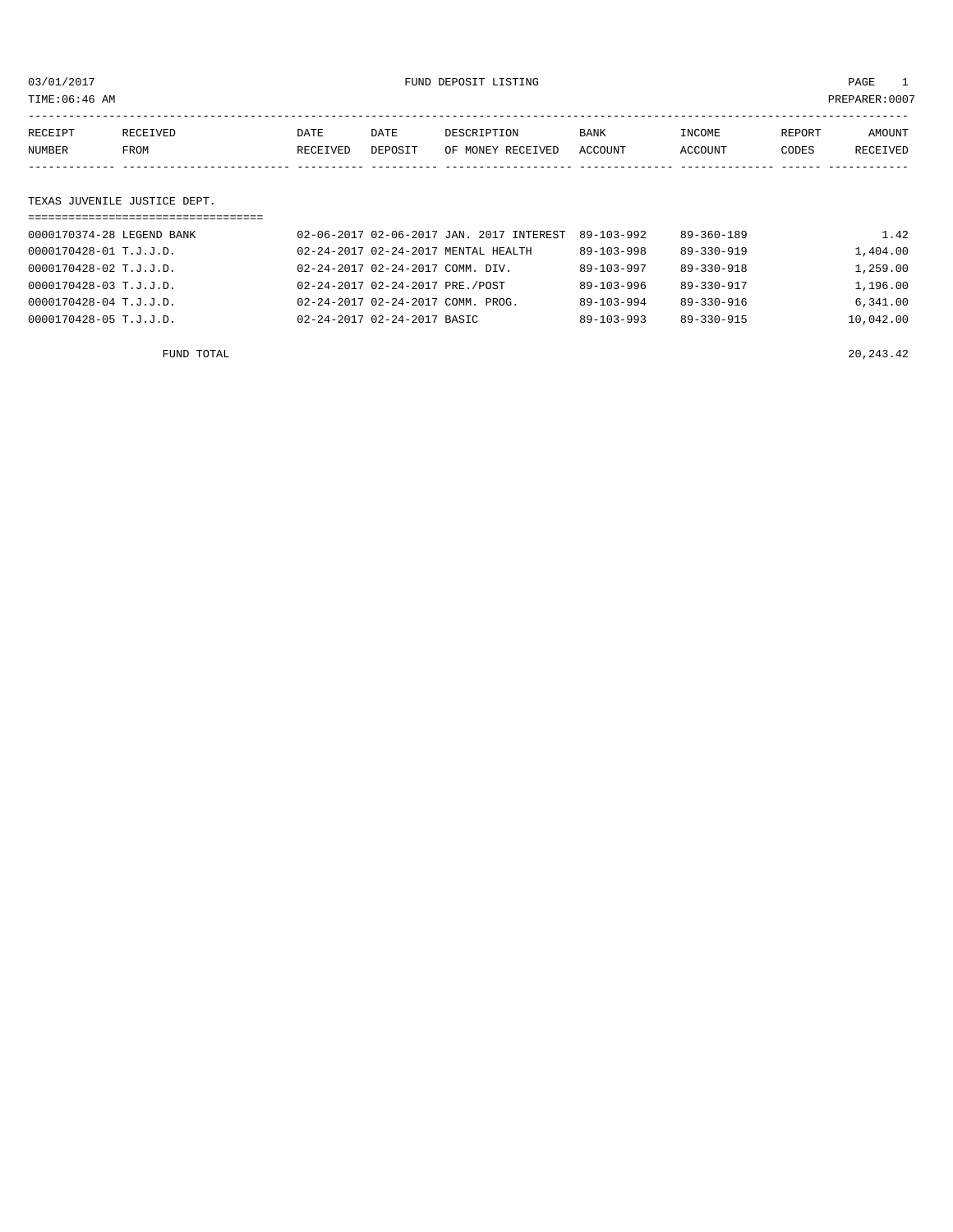03/01/2017 FUND DEPOSIT LISTING PAGE 1

TIME:06:46 AM PREPARER:0007

| RECEIPT NUMBER | RECEIVED FROM | DATE RECEIVED | DATE DEPOSIT | DESCRIPTION OF MONEY RECEIVED | BANK ACCOUNT | INCOME ACCOUNT | REPORT CODES | AMOUNT RECEIVED |
|---|---|---|---|---|---|---|---|---|
| TEXAS JUVENILE JUSTICE DEPT. | | | | | | | | |
| 0000170374-28 | LEGEND BANK | 02-06-2017 | 02-06-2017 | JAN. 2017 INTEREST | 89-103-992 | 89-360-189 | | 1.42 |
| 0000170428-01 | T.J.J.D. | 02-24-2017 | 02-24-2017 | MENTAL HEALTH | 89-103-998 | 89-330-919 | | 1,404.00 |
| 0000170428-02 | T.J.J.D. | 02-24-2017 | 02-24-2017 | COMM. DIV. | 89-103-997 | 89-330-918 | | 1,259.00 |
| 0000170428-03 | T.J.J.D. | 02-24-2017 | 02-24-2017 | PRE./POST | 89-103-996 | 89-330-917 | | 1,196.00 |
| 0000170428-04 | T.J.J.D. | 02-24-2017 | 02-24-2017 | COMM. PROG. | 89-103-994 | 89-330-916 | | 6,341.00 |
| 0000170428-05 | T.J.J.D. | 02-24-2017 | 02-24-2017 | BASIC | 89-103-993 | 89-330-915 | | 10,042.00 |
| FUND TOTAL | | | | | | | | 20,243.42 |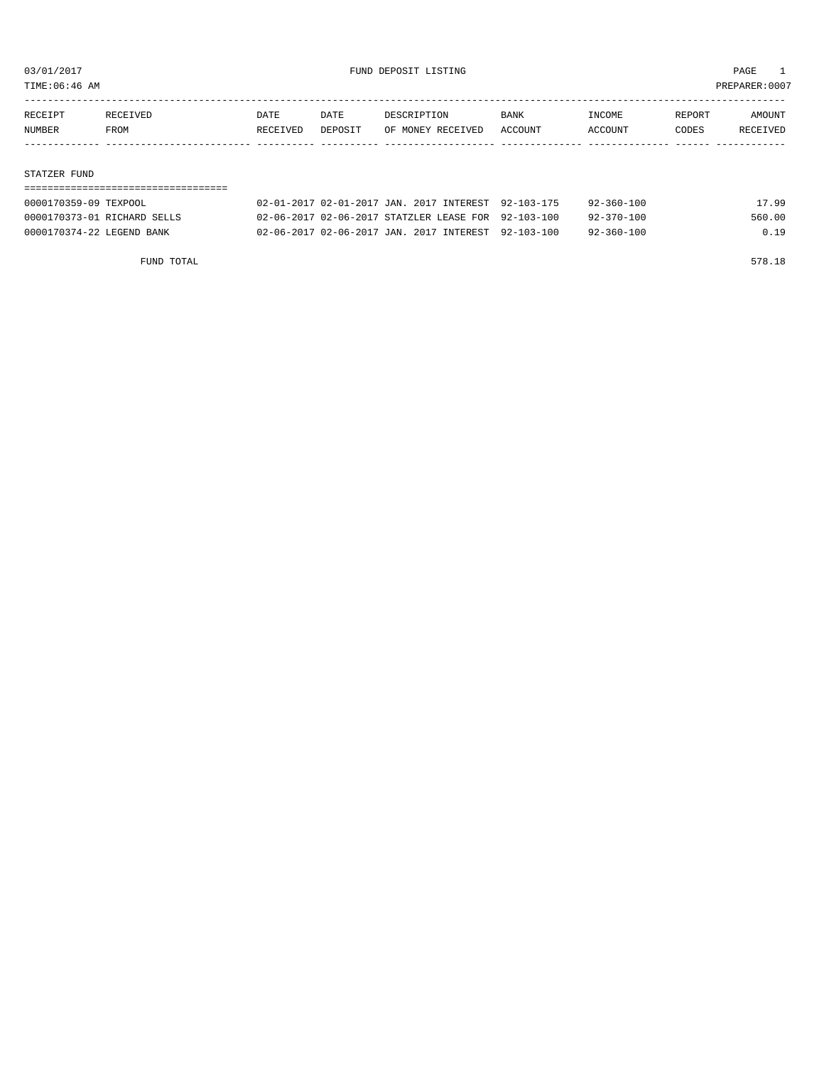03/01/2017 FUND DEPOSIT LISTING

TIME:06:46 AM PREPARER:0007

| RECEIPT NUMBER | RECEIVED FROM | DATE RECEIVED | DATE DEPOSIT | DESCRIPTION OF MONEY RECEIVED | BANK ACCOUNT | INCOME ACCOUNT | REPORT CODES | AMOUNT RECEIVED |
|---|---|---|---|---|---|---|---|---|
| **STATZER FUND** | | | | | | | | |
| 0000170359-09 | TEXPOOL | 02-01-2017 | 02-01-2017 | JAN. 2017 INTEREST | 92-103-175 | 92-360-100 | | 17.99 |
| 0000170373-01 | RICHARD SELLS | 02-06-2017 | 02-06-2017 | STATZLER LEASE FOR | 92-103-100 | 92-370-100 | | 560.00 |
| 0000170374-22 | LEGEND BANK | 02-06-2017 | 02-06-2017 | JAN. 2017 INTEREST | 92-103-100 | 92-360-100 | | 0.19 |
| | FUND TOTAL | | | | | | | 578.18 |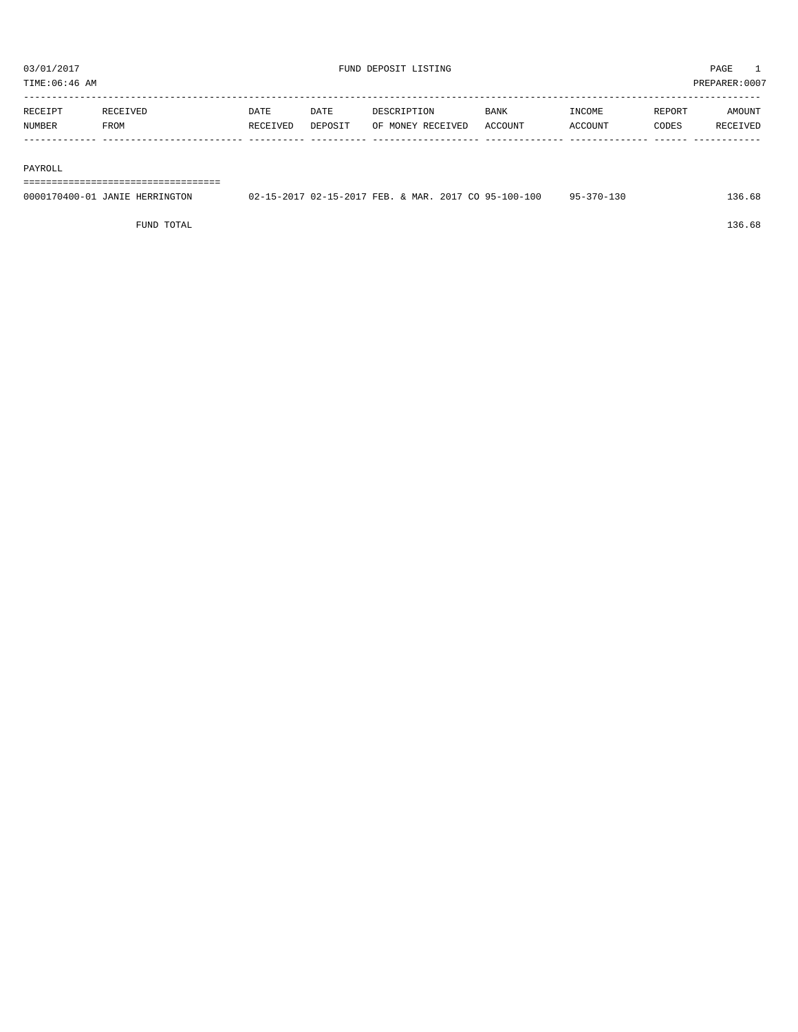03/01/2017 FUND DEPOSIT LISTING

TIME:06:46 AM PREPARER:0007

| RECEIPT NUMBER | RECEIVED FROM | DATE RECEIVED | DATE DEPOSIT | DESCRIPTION OF MONEY RECEIVED | BANK ACCOUNT | INCOME ACCOUNT | REPORT CODES | AMOUNT RECEIVED |
|---|---|---|---|---|---|---|---|---|
| **PAYROLL** | | | | | | | | |
| 0000170400-01 | JANIE HERRINGTON | 02-15-2017 | 02-15-2017 | FEB. & MAR. 2017 CO | 95-100-100 | 95-370-130 | | 136.68 |
| | FUND TOTAL | | | | | | | 136.68 |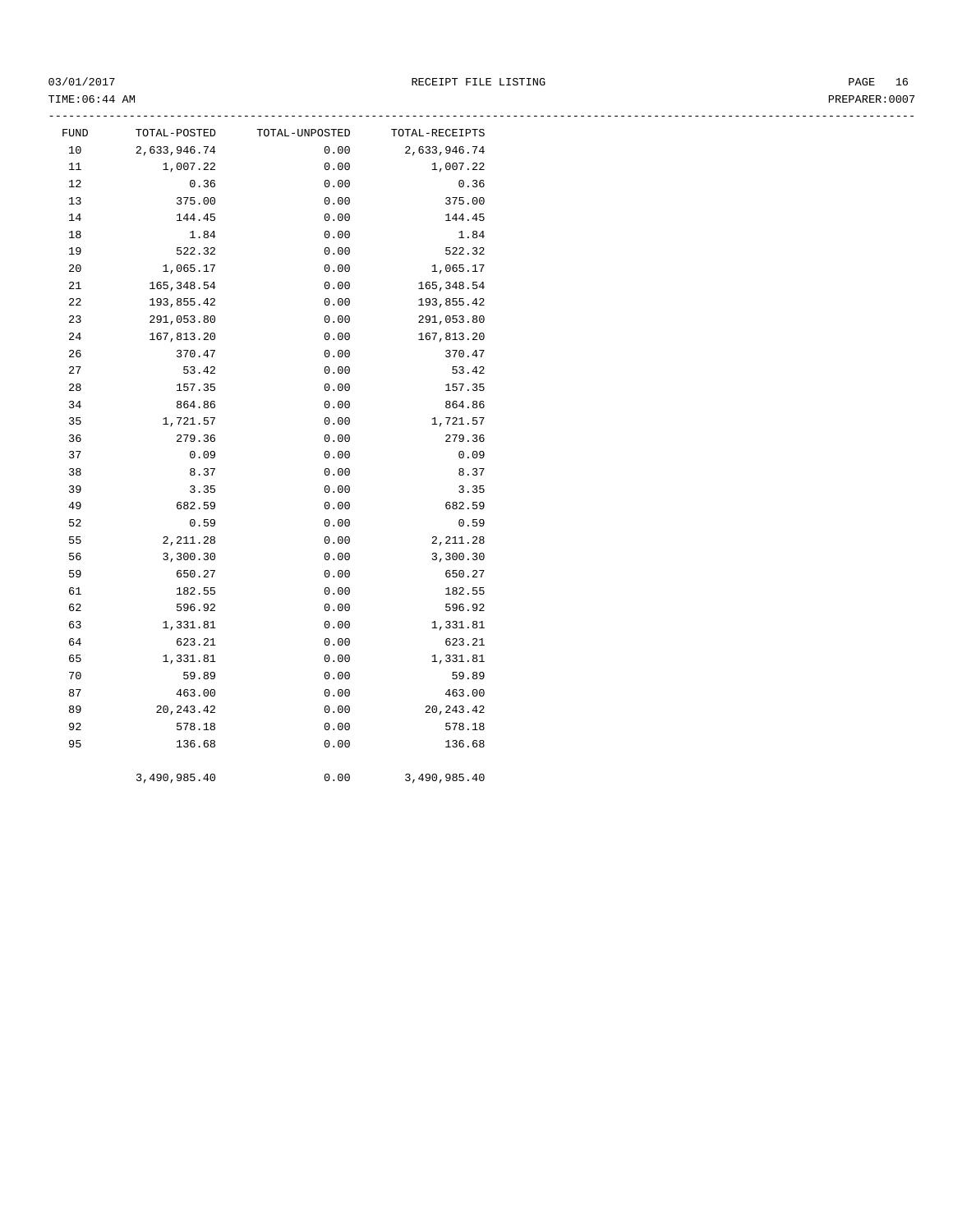03/01/2017 RECEIPT FILE LISTING

TIME:06:44 AM PREPARER:0007

| FUND | TOTAL-POSTED | TOTAL-UNPOSTED | TOTAL-RECEIPTS |
|---|---|---|---|
| 10 | 2,633,946.74 | 0.00 | 2,633,946.74 |
| 11 | 1,007.22 | 0.00 | 1,007.22 |
| 12 | 0.36 | 0.00 | 0.36 |
| 13 | 375.00 | 0.00 | 375.00 |
| 14 | 144.45 | 0.00 | 144.45 |
| 18 | 1.84 | 0.00 | 1.84 |
| 19 | 522.32 | 0.00 | 522.32 |
| 20 | 1,065.17 | 0.00 | 1,065.17 |
| 21 | 165,348.54 | 0.00 | 165,348.54 |
| 22 | 193,855.42 | 0.00 | 193,855.42 |
| 23 | 291,053.80 | 0.00 | 291,053.80 |
| 24 | 167,813.20 | 0.00 | 167,813.20 |
| 26 | 370.47 | 0.00 | 370.47 |
| 27 | 53.42 | 0.00 | 53.42 |
| 28 | 157.35 | 0.00 | 157.35 |
| 34 | 864.86 | 0.00 | 864.86 |
| 35 | 1,721.57 | 0.00 | 1,721.57 |
| 36 | 279.36 | 0.00 | 279.36 |
| 37 | 0.09 | 0.00 | 0.09 |
| 38 | 8.37 | 0.00 | 8.37 |
| 39 | 3.35 | 0.00 | 3.35 |
| 49 | 682.59 | 0.00 | 682.59 |
| 52 | 0.59 | 0.00 | 0.59 |
| 55 | 2,211.28 | 0.00 | 2,211.28 |
| 56 | 3,300.30 | 0.00 | 3,300.30 |
| 59 | 650.27 | 0.00 | 650.27 |
| 61 | 182.55 | 0.00 | 182.55 |
| 62 | 596.92 | 0.00 | 596.92 |
| 63 | 1,331.81 | 0.00 | 1,331.81 |
| 64 | 623.21 | 0.00 | 623.21 |
| 65 | 1,331.81 | 0.00 | 1,331.81 |
| 70 | 59.89 | 0.00 | 59.89 |
| 87 | 463.00 | 0.00 | 463.00 |
| 89 | 20,243.42 | 0.00 | 20,243.42 |
| 92 | 578.18 | 0.00 | 578.18 |
| 95 | 136.68 | 0.00 | 136.68 |
| | 3,490,985.40 | 0.00 | 3,490,985.40 |